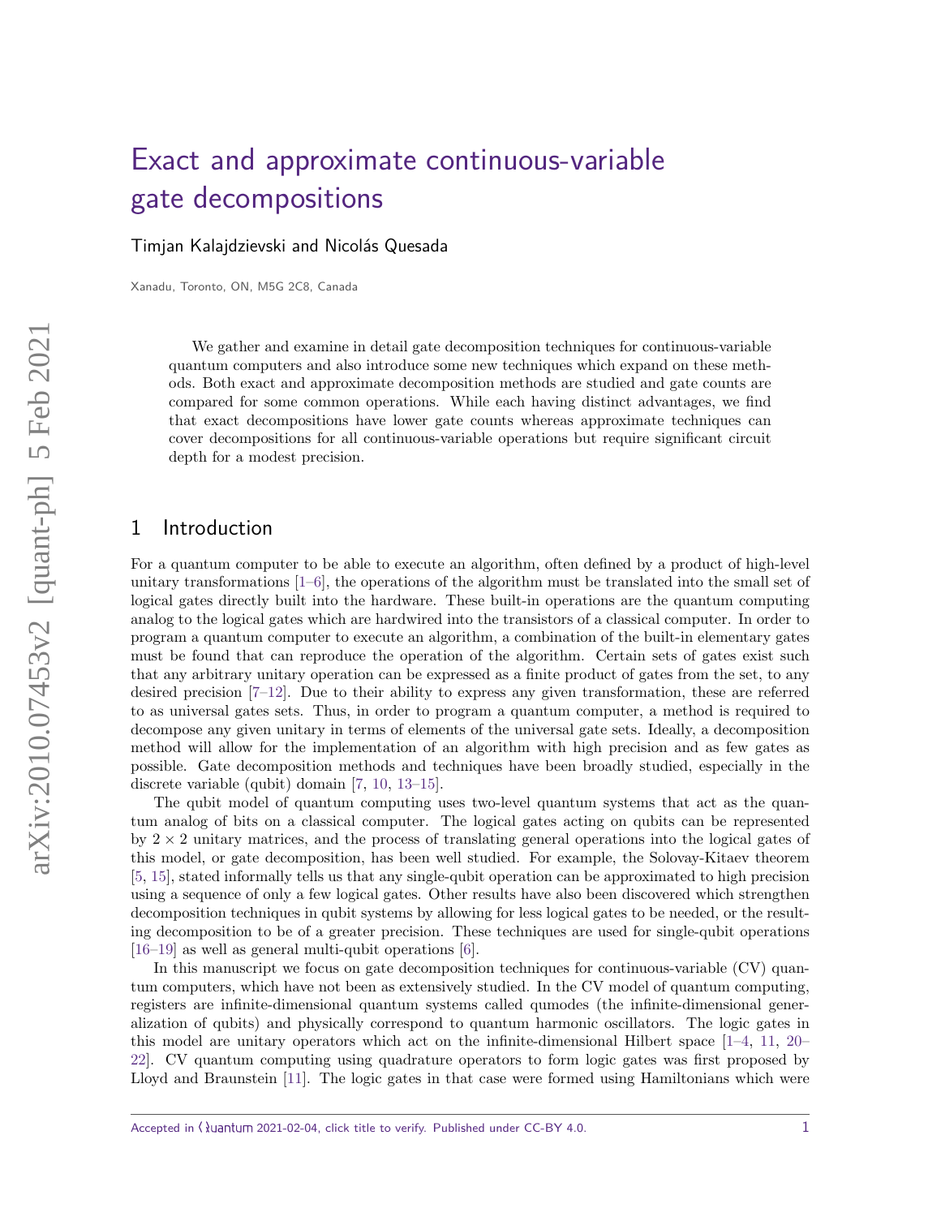# Exact and approximate continuous-variable gate decompositions

Timjan Kalajdzievski and Nicolás Quesada

Xanadu, Toronto, ON, M5G 2C8, Canada

> We gather and examine in detail gate decomposition techniques for continuous-variable quantum computers and also introduce some new techniques which expand on these methods. Both exact and approximate decomposition methods are studied and gate counts are compared for some common operations. While each having distinct advantages, we find that exact decompositions have lower gate counts whereas approximate techniques can cover decompositions for all continuous-variable operations but require significant circuit depth for a modest precision.

## 1 Introduction

For a quantum computer to be able to execute an algorithm, often defined by a product of high-level unitary transformations [1–6], the operations of the algorithm must be translated into the small set of logical gates directly built into the hardware. These built-in operations are the quantum computing analog to the logical gates which are hardwired into the transistors of a classical computer. In order to program a quantum computer to execute an algorithm, a combination of the built-in elementary gates must be found that can reproduce the operation of the algorithm. Certain sets of gates exist such that any arbitrary unitary operation can be expressed as a finite product of gates from the set, to any desired precision [7–12]. Due to their ability to express any given transformation, these are referred to as universal gates sets. Thus, in order to program a quantum computer, a method is required to decompose any given unitary in terms of elements of the universal gate sets. Ideally, a decomposition method will allow for the implementation of an algorithm with high precision and as few gates as possible. Gate decomposition methods and techniques have been broadly studied, especially in the discrete variable (qubit) domain [7, 10, 13–15].

The qubit model of quantum computing uses two-level quantum systems that act as the quantum analog of bits on a classical computer. The logical gates acting on qubits can be represented by $2 \times 2$ unitary matrices, and the process of translating general operations into the logical gates of this model, or gate decomposition, has been well studied. For example, the Solovay-Kitaev theorem [5, 15], stated informally tells us that any single-qubit operation can be approximated to high precision using a sequence of only a few logical gates. Other results have also been discovered which strengthen decomposition techniques in qubit systems by allowing for less logical gates to be needed, or the resulting decomposition to be of a greater precision. These techniques are used for single-qubit operations [16–19] as well as general multi-qubit operations [6].

In this manuscript we focus on gate decomposition techniques for continuous-variable (CV) quantum computers, which have not been as extensively studied. In the CV model of quantum computing, registers are infinite-dimensional quantum systems called qumodes (the infinite-dimensional generalization of qubits) and physically correspond to quantum harmonic oscillators. The logic gates in this model are unitary operators which act on the infinite-dimensional Hilbert space [1–4, 11, 20–22]. CV quantum computing using quadrature operators to form logic gates was first proposed by Lloyd and Braunstein [11]. The logic gates in that case were formed using Hamiltonians which were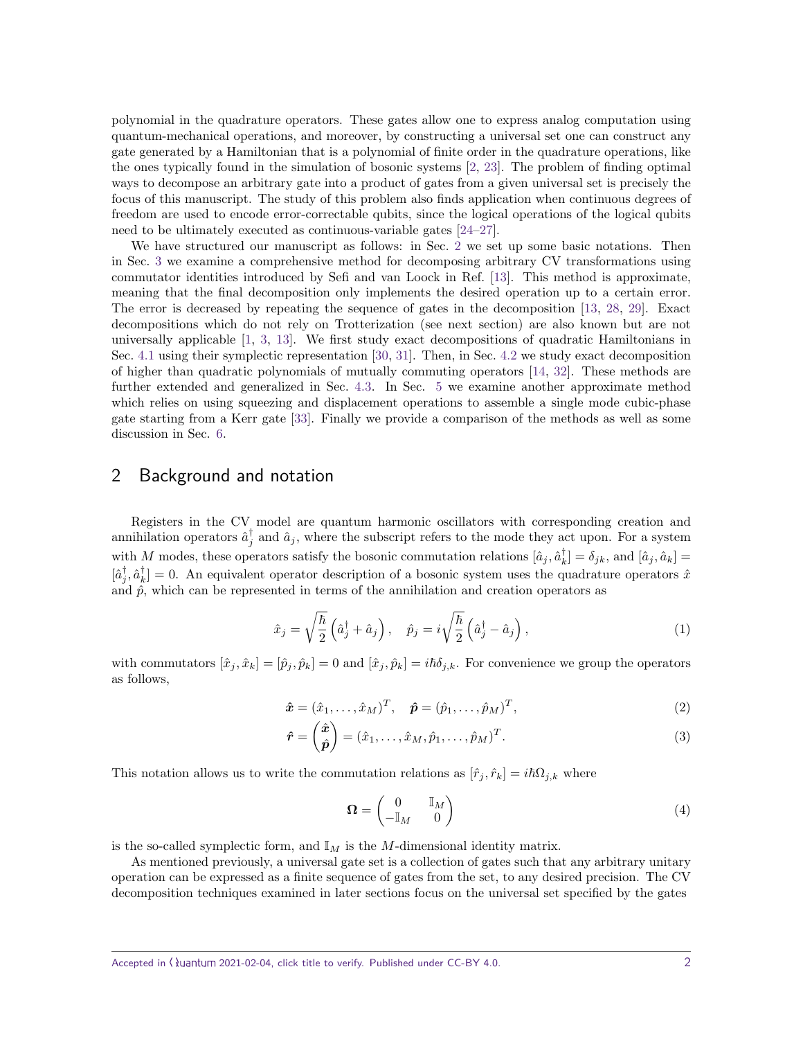polynomial in the quadrature operators. These gates allow one to express analog computation using quantum-mechanical operations, and moreover, by constructing a universal set one can construct any gate generated by a Hamiltonian that is a polynomial of finite order in the quadrature operations, like the ones typically found in the simulation of bosonic systems [2, 23]. The problem of finding optimal ways to decompose an arbitrary gate into a product of gates from a given universal set is precisely the focus of this manuscript. The study of this problem also finds application when continuous degrees of freedom are used to encode error-correctable qubits, since the logical operations of the logical qubits need to be ultimately executed as continuous-variable gates [24–27].

We have structured our manuscript as follows: in Sec. 2 we set up some basic notations. Then in Sec. 3 we examine a comprehensive method for decomposing arbitrary CV transformations using commutator identities introduced by Sefi and van Loock in Ref. [13]. This method is approximate, meaning that the final decomposition only implements the desired operation up to a certain error. The error is decreased by repeating the sequence of gates in the decomposition [13, 28, 29]. Exact decompositions which do not rely on Trotterization (see next section) are also known but are not universally applicable [1, 3, 13]. We first study exact decompositions of quadratic Hamiltonians in Sec. 4.1 using their symplectic representation [30, 31]. Then, in Sec. 4.2 we study exact decomposition of higher than quadratic polynomials of mutually commuting operators [14, 32]. These methods are further extended and generalized in Sec. 4.3. In Sec. 5 we examine another approximate method which relies on using squeezing and displacement operations to assemble a single mode cubic-phase gate starting from a Kerr gate [33]. Finally we provide a comparison of the methods as well as some discussion in Sec. 6.

## 2 Background and notation

Registers in the CV model are quantum harmonic oscillators with corresponding creation and annihilation operators $\hat{a}_j^\dagger$ and $\hat{a}_j$, where the subscript refers to the mode they act upon. For a system with $M$ modes, these operators satisfy the bosonic commutation relations $[\hat{a}_j, \hat{a}_k^\dagger] = \delta_{jk}$, and $[\hat{a}_j, \hat{a}_k] = [\hat{a}_j^\dagger, \hat{a}_k^\dagger] = 0$. An equivalent operator description of a bosonic system uses the quadrature operators $\hat{x}$ and $\hat{p}$, which can be represented in terms of the annihilation and creation operators as

$$\hat{x}_j = \sqrt{\frac{\hbar}{2}}\left(\hat{a}_j^\dagger + \hat{a}_j\right), \quad \hat{p}_j = i\sqrt{\frac{\hbar}{2}}\left(\hat{a}_j^\dagger - \hat{a}_j\right), \tag{1}$$

with commutators $[\hat{x}_j, \hat{x}_k] = [\hat{p}_j, \hat{p}_k] = 0$ and $[\hat{x}_j, \hat{p}_k] = i\hbar\delta_{j,k}$. For convenience we group the operators as follows,

$$\hat{\boldsymbol{x}} = (\hat{x}_1, \ldots, \hat{x}_M)^T, \quad \hat{\boldsymbol{p}} = (\hat{p}_1, \ldots, \hat{p}_M)^T, \tag{2}$$

$$\hat{\boldsymbol{r}} = \begin{pmatrix} \hat{\boldsymbol{x}} \\ \hat{\boldsymbol{p}} \end{pmatrix} = (\hat{x}_1, \ldots, \hat{x}_M, \hat{p}_1, \ldots, \hat{p}_M)^T. \tag{3}$$

This notation allows us to write the commutation relations as $[\hat{r}_j, \hat{r}_k] = i\hbar\Omega_{j,k}$ where

$$\boldsymbol{\Omega} = \begin{pmatrix} 0 & \mathbb{I}_M \\ -\mathbb{I}_M & 0 \end{pmatrix} \tag{4}$$

is the so-called symplectic form, and $\mathbb{I}_M$ is the $M$-dimensional identity matrix.

As mentioned previously, a universal gate set is a collection of gates such that any arbitrary unitary operation can be expressed as a finite sequence of gates from the set, to any desired precision. The CV decomposition techniques examined in later sections focus on the universal set specified by the gates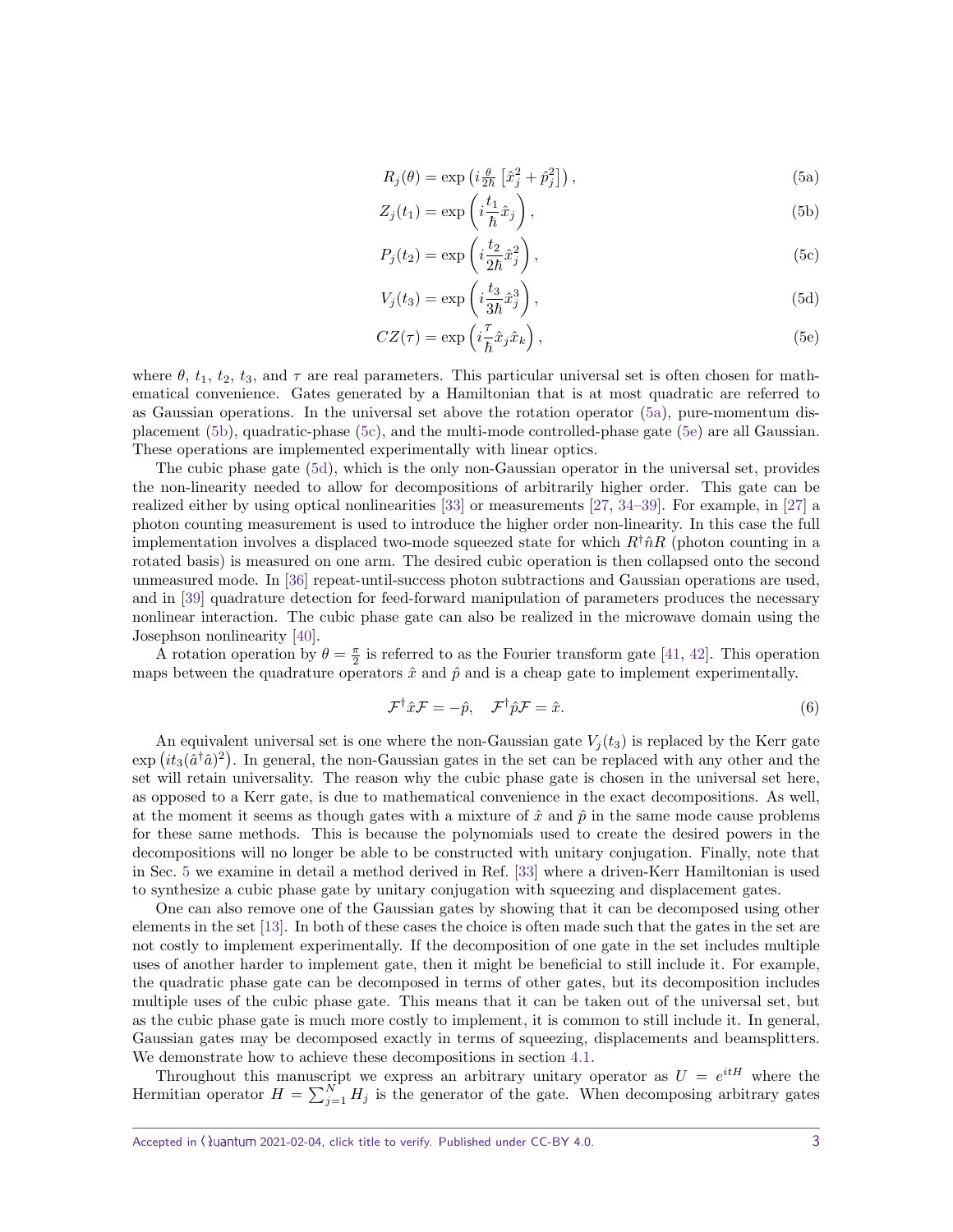$$R_j(\theta) = \exp\left(i\tfrac{\theta}{2\hbar}\left[\hat{x}_j^2 + \hat{p}_j^2\right]\right), \tag{5a}$$

$$Z_j(t_1) = \exp\left(i\frac{t_1}{\hbar}\hat{x}_j\right), \tag{5b}$$

$$P_j(t_2) = \exp\left(i\frac{t_2}{2\hbar}\hat{x}_j^2\right), \tag{5c}$$

$$V_j(t_3) = \exp\left(i\frac{t_3}{3\hbar}\hat{x}_j^3\right), \tag{5d}$$

$$CZ(\tau) = \exp\left(i\frac{\tau}{\hbar}\hat{x}_j\hat{x}_k\right), \tag{5e}$$

where $\theta$, $t_1$, $t_2$, $t_3$, and $\tau$ are real parameters. This particular universal set is often chosen for mathematical convenience. Gates generated by a Hamiltonian that is at most quadratic are referred to as Gaussian operations. In the universal set above the rotation operator (5a), pure-momentum displacement (5b), quadratic-phase (5c), and the multi-mode controlled-phase gate (5e) are all Gaussian. These operations are implemented experimentally with linear optics.

The cubic phase gate (5d), which is the only non-Gaussian operator in the universal set, provides the non-linearity needed to allow for decompositions of arbitrarily higher order. This gate can be realized either by using optical nonlinearities [33] or measurements [27, 34–39]. For example, in [27] a photon counting measurement is used to introduce the higher order non-linearity. In this case the full implementation involves a displaced two-mode squeezed state for which $R^\dagger \hat{n} R$ (photon counting in a rotated basis) is measured on one arm. The desired cubic operation is then collapsed onto the second unmeasured mode. In [36] repeat-until-success photon subtractions and Gaussian operations are used, and in [39] quadrature detection for feed-forward manipulation of parameters produces the necessary nonlinear interaction. The cubic phase gate can also be realized in the microwave domain using the Josephson nonlinearity [40].

A rotation operation by $\theta = \frac{\pi}{2}$ is referred to as the Fourier transform gate [41, 42]. This operation maps between the quadrature operators $\hat{x}$ and $\hat{p}$ and is a cheap gate to implement experimentally.

$$\mathcal{F}^\dagger \hat{x} \mathcal{F} = -\hat{p}, \quad \mathcal{F}^\dagger \hat{p} \mathcal{F} = \hat{x}. \tag{6}$$

An equivalent universal set is one where the non-Gaussian gate $V_j(t_3)$ is replaced by the Kerr gate $\exp\left(it_3(\hat{a}^\dagger\hat{a})^2\right)$. In general, the non-Gaussian gates in the set can be replaced with any other and the set will retain universality. The reason why the cubic phase gate is chosen in the universal set here, as opposed to a Kerr gate, is due to mathematical convenience in the exact decompositions. As well, at the moment it seems as though gates with a mixture of $\hat{x}$ and $\hat{p}$ in the same mode cause problems for these same methods. This is because the polynomials used to create the desired powers in the decompositions will no longer be able to be constructed with unitary conjugation. Finally, note that in Sec. 5 we examine in detail a method derived in Ref. [33] where a driven-Kerr Hamiltonian is used to synthesize a cubic phase gate by unitary conjugation with squeezing and displacement gates.

One can also remove one of the Gaussian gates by showing that it can be decomposed using other elements in the set [13]. In both of these cases the choice is often made such that the gates in the set are not costly to implement experimentally. If the decomposition of one gate in the set includes multiple uses of another harder to implement gate, then it might be beneficial to still include it. For example, the quadratic phase gate can be decomposed in terms of other gates, but its decomposition includes multiple uses of the cubic phase gate. This means that it can be taken out of the universal set, but as the cubic phase gate is much more costly to implement, it is common to still include it. In general, Gaussian gates may be decomposed exactly in terms of squeezing, displacements and beamsplitters. We demonstrate how to achieve these decompositions in section 4.1.

Throughout this manuscript we express an arbitrary unitary operator as $U = e^{itH}$ where the Hermitian operator $H = \sum_{j=1}^{N} H_j$ is the generator of the gate. When decomposing arbitrary gates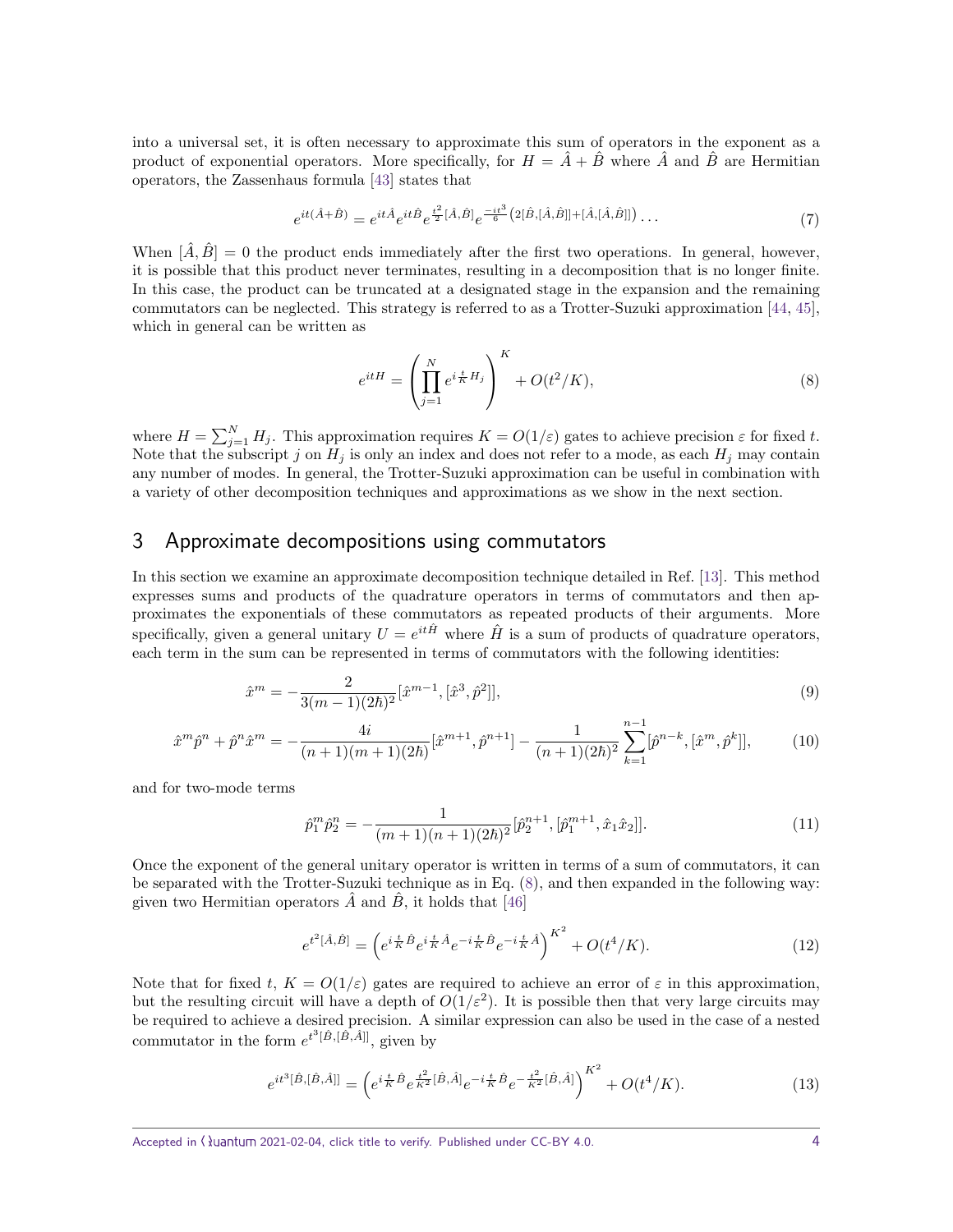into a universal set, it is often necessary to approximate this sum of operators in the exponent as a product of exponential operators. More specifically, for $H = \hat{A} + \hat{B}$ where $\hat{A}$ and $\hat{B}$ are Hermitian operators, the Zassenhaus formula [43] states that

$$e^{it(\hat{A}+\hat{B})} = e^{it\hat{A}} e^{it\hat{B}} e^{\frac{t^2}{2}[\hat{A},\hat{B}]} e^{\frac{-it^3}{6}\left(2[\hat{B},[\hat{A},\hat{B}]]+[\hat{A},[\hat{A},\hat{B}]]\right)} \dots \tag{7}$$

When $[\hat{A}, \hat{B}] = 0$ the product ends immediately after the first two operations. In general, however, it is possible that this product never terminates, resulting in a decomposition that is no longer finite. In this case, the product can be truncated at a designated stage in the expansion and the remaining commutators can be neglected. This strategy is referred to as a Trotter-Suzuki approximation [44, 45], which in general can be written as

$$e^{itH} = \left( \prod_{j=1}^{N} e^{i\frac{t}{K}H_j} \right)^K + O(t^2/K), \tag{8}$$

where $H = \sum_{j=1}^{N} H_j$. This approximation requires $K = O(1/\varepsilon)$ gates to achieve precision $\varepsilon$ for fixed $t$. Note that the subscript $j$ on $H_j$ is only an index and does not refer to a mode, as each $H_j$ may contain any number of modes. In general, the Trotter-Suzuki approximation can be useful in combination with a variety of other decomposition techniques and approximations as we show in the next section.

## 3 Approximate decompositions using commutators

In this section we examine an approximate decomposition technique detailed in Ref. [13]. This method expresses sums and products of the quadrature operators in terms of commutators and then approximates the exponentials of these commutators as repeated products of their arguments. More specifically, given a general unitary $U = e^{it\hat{H}}$ where $\hat{H}$ is a sum of products of quadrature operators, each term in the sum can be represented in terms of commutators with the following identities:

$$\hat{x}^m = -\frac{2}{3(m-1)(2\hbar)^2}[\hat{x}^{m-1}, [\hat{x}^3, \hat{p}^2]], \tag{9}$$

$$\hat{x}^m\hat{p}^n + \hat{p}^n\hat{x}^m = -\frac{4i}{(n+1)(m+1)(2\hbar)}[\hat{x}^{m+1}, \hat{p}^{n+1}] - \frac{1}{(n+1)(2\hbar)^2}\sum_{k=1}^{n-1}[\hat{p}^{n-k}, [\hat{x}^m, \hat{p}^k]], \tag{10}$$

and for two-mode terms

$$\hat{p}_1^m\hat{p}_2^n = -\frac{1}{(m+1)(n+1)(2\hbar)^2}[\hat{p}_2^{n+1}, [\hat{p}_1^{m+1}, \hat{x}_1\hat{x}_2]]. \tag{11}$$

Once the exponent of the general unitary operator is written in terms of a sum of commutators, it can be separated with the Trotter-Suzuki technique as in Eq. (8), and then expanded in the following way: given two Hermitian operators $\hat{A}$ and $\hat{B}$, it holds that [46]

$$e^{t^2[\hat{A},\hat{B}]} = \left( e^{i\frac{t}{K}\hat{B}} e^{i\frac{t}{K}\hat{A}} e^{-i\frac{t}{K}\hat{B}} e^{-i\frac{t}{K}\hat{A}} \right)^{K^2} + O(t^4/K). \tag{12}$$

Note that for fixed $t$, $K = O(1/\varepsilon)$ gates are required to achieve an error of $\varepsilon$ in this approximation, but the resulting circuit will have a depth of $O(1/\varepsilon^2)$. It is possible then that very large circuits may be required to achieve a desired precision. A similar expression can also be used in the case of a nested commutator in the form $e^{t^3[\hat{B},[\hat{B},\hat{A}]]}$, given by

$$e^{it^3[\hat{B},[\hat{B},\hat{A}]]} = \left( e^{i\frac{t}{K}\hat{B}} e^{\frac{t^2}{K^2}[\hat{B},\hat{A}]} e^{-i\frac{t}{K}\hat{B}} e^{-\frac{t^2}{K^2}[\hat{B},\hat{A}]} \right)^{K^2} + O(t^4/K). \tag{13}$$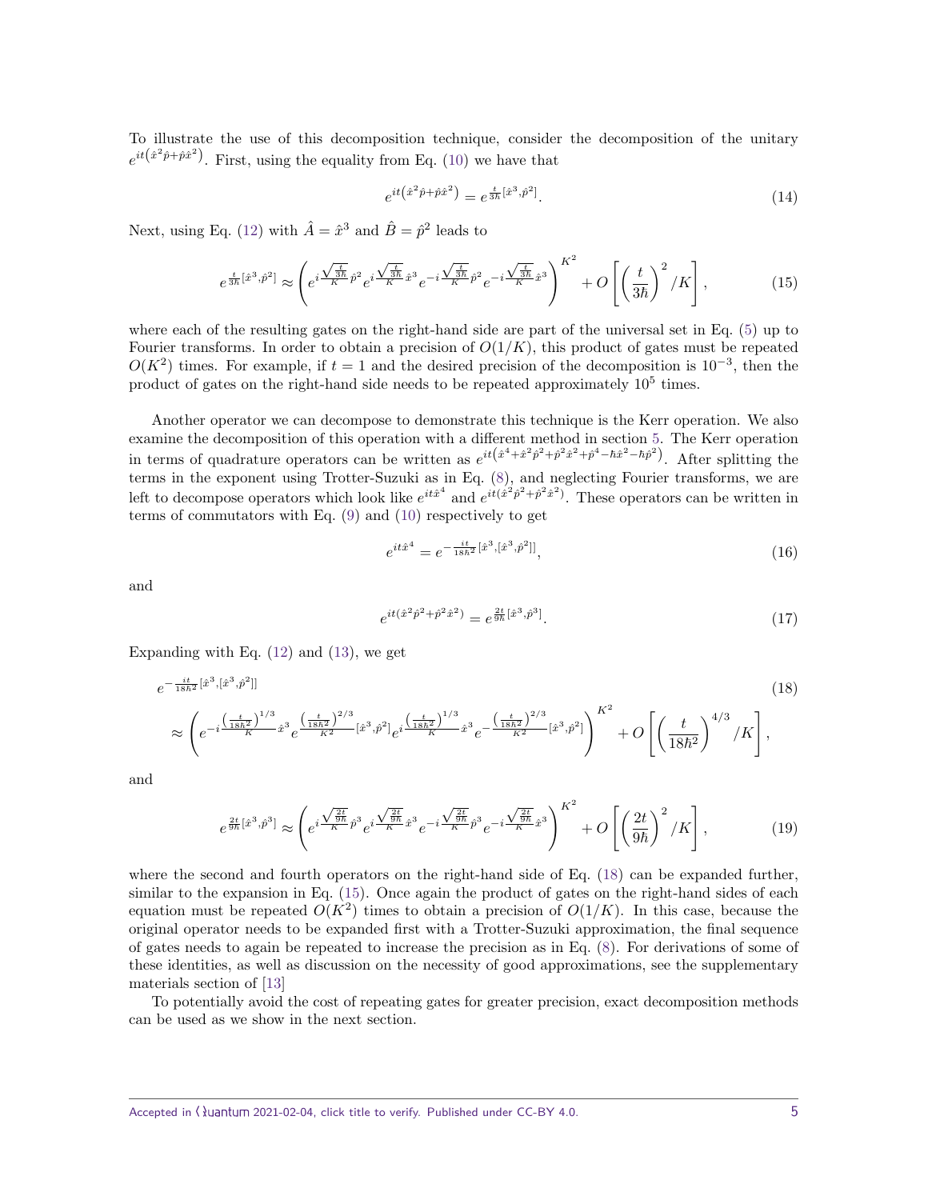To illustrate the use of this decomposition technique, consider the decomposition of the unitary $e^{it\left(\hat{x}^2\hat{p}+\hat{p}\hat{x}^2\right)}$. First, using the equality from Eq. (10) we have that

$$e^{it\left(\hat{x}^2\hat{p}+\hat{p}\hat{x}^2\right)} = e^{\frac{t}{3\hbar}[\hat{x}^3,\hat{p}^2]}. \tag{14}$$

Next, using Eq. (12) with $\hat{A}=\hat{x}^3$ and $\hat{B}=\hat{p}^2$ leads to

$$e^{\frac{t}{3\hbar}[\hat{x}^3,\hat{p}^2]} \approx \left(e^{i\frac{\sqrt{\frac{t}{3\hbar}}}{K}\hat{p}^2} e^{i\frac{\sqrt{\frac{t}{3\hbar}}}{K}\hat{x}^3} e^{-i\frac{\sqrt{\frac{t}{3\hbar}}}{K}\hat{p}^2} e^{-i\frac{\sqrt{\frac{t}{3\hbar}}}{K}\hat{x}^3}\right)^{K^2} + O\left[\left(\frac{t}{3\hbar}\right)^2/K\right], \tag{15}$$

where each of the resulting gates on the right-hand side are part of the universal set in Eq. (5) up to Fourier transforms. In order to obtain a precision of $O(1/K)$, this product of gates must be repeated $O(K^2)$ times. For example, if $t=1$ and the desired precision of the decomposition is $10^{-3}$, then the product of gates on the right-hand side needs to be repeated approximately $10^5$ times.

Another operator we can decompose to demonstrate this technique is the Kerr operation. We also examine the decomposition of this operation with a different method in section 5. The Kerr operation in terms of quadrature operators can be written as $e^{it\left(\hat{x}^4+\hat{x}^2\hat{p}^2+\hat{p}^2\hat{x}^2+\hat{p}^4-\hbar\hat{x}^2-\hbar\hat{p}^2\right)}$. After splitting the terms in the exponent using Trotter-Suzuki as in Eq. (8), and neglecting Fourier transforms, we are left to decompose operators which look like $e^{it\hat{x}^4}$ and $e^{it(\hat{x}^2\hat{p}^2+\hat{p}^2\hat{x}^2)}$. These operators can be written in terms of commutators with Eq. (9) and (10) respectively to get

$$e^{it\hat{x}^4} = e^{-\frac{it}{18\hbar^2}[\hat{x}^3,[\hat{x}^3,\hat{p}^2]]}, \tag{16}$$

and

$$e^{it(\hat{x}^2\hat{p}^2+\hat{p}^2\hat{x}^2)} = e^{\frac{2t}{9\hbar}[\hat{x}^3,\hat{p}^3]}. \tag{17}$$

Expanding with Eq. (12) and (13), we get

$$\begin{aligned} &e^{-\frac{it}{18\hbar^2}[\hat{x}^3,[\hat{x}^3,\hat{p}^2]]} \\ &\approx \left(e^{-i\frac{\left(\frac{t}{18\hbar^2}\right)^{1/3}}{K}\hat{x}^3} e^{\frac{\left(\frac{t}{18\hbar^2}\right)^{2/3}}{K^2}[\hat{x}^3,\hat{p}^2]} e^{i\frac{\left(\frac{t}{18\hbar^2}\right)^{1/3}}{K}\hat{x}^3} e^{-\frac{\left(\frac{t}{18\hbar^2}\right)^{2/3}}{K^2}[\hat{x}^3,\hat{p}^2]}\right)^{K^2} + O\left[\left(\frac{t}{18\hbar^2}\right)^{4/3}/K\right], \end{aligned} \tag{18}$$

and

$$e^{\frac{2t}{9\hbar}[\hat{x}^3,\hat{p}^3]} \approx \left(e^{i\frac{\sqrt{\frac{2t}{9\hbar}}}{K}\hat{p}^3} e^{i\frac{\sqrt{\frac{2t}{9\hbar}}}{K}\hat{x}^3} e^{-i\frac{\sqrt{\frac{2t}{9\hbar}}}{K}\hat{p}^3} e^{-i\frac{\sqrt{\frac{2t}{9\hbar}}}{K}\hat{x}^3}\right)^{K^2} + O\left[\left(\frac{2t}{9\hbar}\right)^2/K\right], \tag{19}$$

where the second and fourth operators on the right-hand side of Eq. (18) can be expanded further, similar to the expansion in Eq. (15). Once again the product of gates on the right-hand sides of each equation must be repeated $O(K^2)$ times to obtain a precision of $O(1/K)$. In this case, because the original operator needs to be expanded first with a Trotter-Suzuki approximation, the final sequence of gates needs to again be repeated to increase the precision as in Eq. (8). For derivations of some of these identities, as well as discussion on the necessity of good approximations, see the supplementary materials section of [13]

To potentially avoid the cost of repeating gates for greater precision, exact decomposition methods can be used as we show in the next section.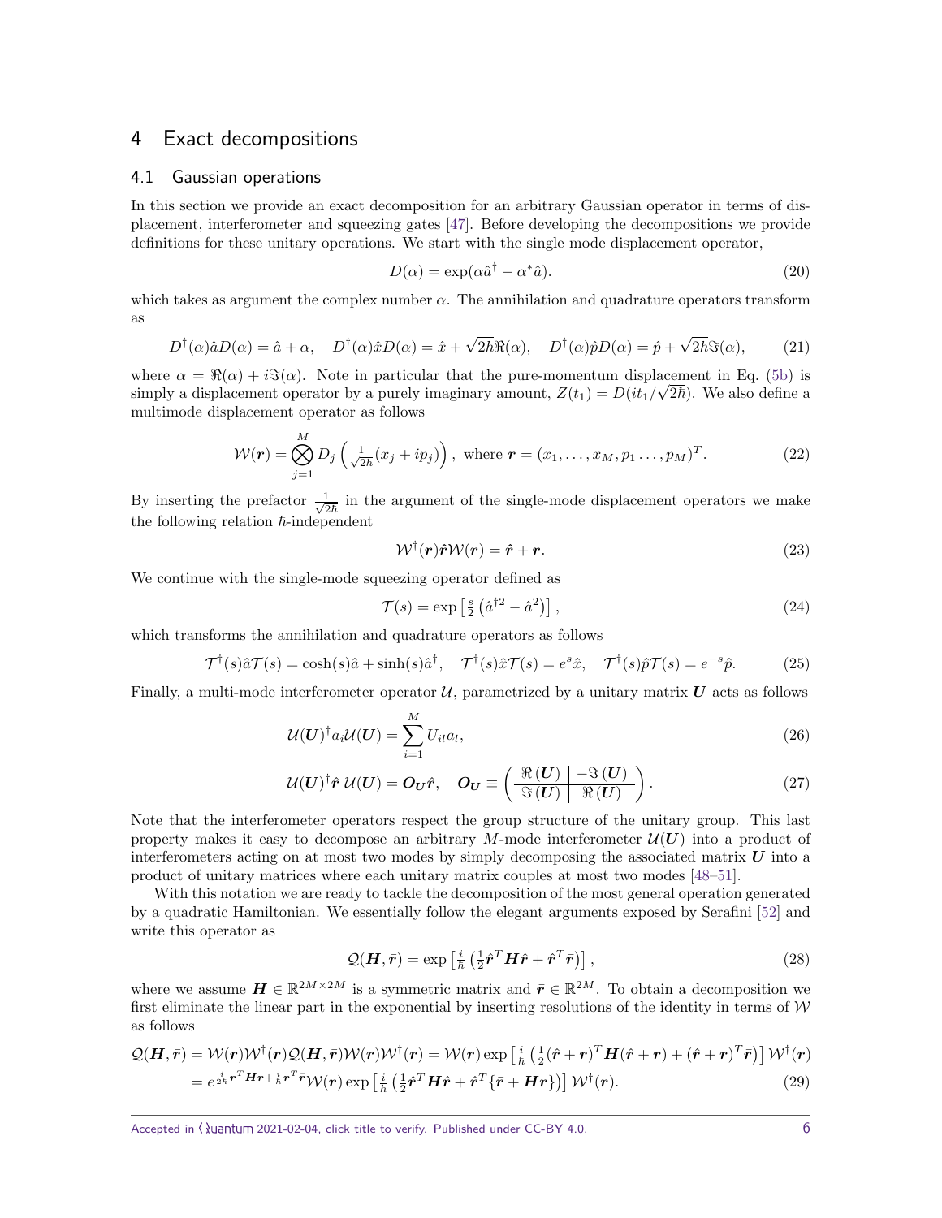# 4 Exact decompositions

## 4.1 Gaussian operations

In this section we provide an exact decomposition for an arbitrary Gaussian operator in terms of displacement, interferometer and squeezing gates [47]. Before developing the decompositions we provide definitions for these unitary operations. We start with the single mode displacement operator,

$$D(\alpha) = \exp(\alpha \hat{a}^\dagger - \alpha^* \hat{a}). \tag{20}$$

which takes as argument the complex number $\alpha$. The annihilation and quadrature operators transform as

$$D^\dagger(\alpha)\hat{a}D(\alpha) = \hat{a} + \alpha, \quad D^\dagger(\alpha)\hat{x}D(\alpha) = \hat{x} + \sqrt{2\hbar}\Re(\alpha), \quad D^\dagger(\alpha)\hat{p}D(\alpha) = \hat{p} + \sqrt{2\hbar}\Im(\alpha), \tag{21}$$

where $\alpha = \Re(\alpha) + i\Im(\alpha)$. Note in particular that the pure-momentum displacement in Eq. (5b) is simply a displacement operator by a purely imaginary amount, $Z(t_1) = D(it_1/\sqrt{2\hbar})$. We also define a multimode displacement operator as follows

$$\mathcal{W}(\boldsymbol{r}) = \bigotimes_{j=1}^{M} D_j\left(\tfrac{1}{\sqrt{2\hbar}}(x_j + ip_j)\right), \text{ where } \boldsymbol{r} = (x_1, \ldots, x_M, p_1 \ldots, p_M)^T. \tag{22}$$

By inserting the prefactor $\frac{1}{\sqrt{2\hbar}}$ in the argument of the single-mode displacement operators we make the following relation $\hbar$-independent

$$\mathcal{W}^\dagger(\boldsymbol{r})\hat{\boldsymbol{r}}\mathcal{W}(\boldsymbol{r}) = \hat{\boldsymbol{r}} + \boldsymbol{r}. \tag{23}$$

We continue with the single-mode squeezing operator defined as

$$\mathcal{T}(s) = \exp\left[\tfrac{s}{2}\left(\hat{a}^{\dagger 2} - \hat{a}^2\right)\right], \tag{24}$$

which transforms the annihilation and quadrature operators as follows

$$\mathcal{T}^\dagger(s)\hat{a}\mathcal{T}(s) = \cosh(s)\hat{a} + \sinh(s)\hat{a}^\dagger, \quad \mathcal{T}^\dagger(s)\hat{x}\mathcal{T}(s) = e^s\hat{x}, \quad \mathcal{T}^\dagger(s)\hat{p}\mathcal{T}(s) = e^{-s}\hat{p}. \tag{25}$$

Finally, a multi-mode interferometer operator $\mathcal{U}$, parametrized by a unitary matrix $\boldsymbol{U}$ acts as follows

$$\mathcal{U}(\boldsymbol{U})^\dagger a_i \mathcal{U}(\boldsymbol{U}) = \sum_{i=1}^{M} U_{il} a_l, \tag{26}$$

$$\mathcal{U}(\boldsymbol{U})^\dagger \hat{\boldsymbol{r}}\, \mathcal{U}(\boldsymbol{U}) = \boldsymbol{O}_{\boldsymbol{U}}\hat{\boldsymbol{r}}, \quad \boldsymbol{O}_{\boldsymbol{U}} \equiv \left(\begin{array}{c|c} \Re(\boldsymbol{U}) & -\Im(\boldsymbol{U}) \\ \hline \Im(\boldsymbol{U}) & \Re(\boldsymbol{U}) \end{array}\right). \tag{27}$$

Note that the interferometer operators respect the group structure of the unitary group. This last property makes it easy to decompose an arbitrary $M$-mode interferometer $\mathcal{U}(\boldsymbol{U})$ into a product of interferometers acting on at most two modes by simply decomposing the associated matrix $\boldsymbol{U}$ into a product of unitary matrices where each unitary matrix couples at most two modes [48–51].

With this notation we are ready to tackle the decomposition of the most general operation generated by a quadratic Hamiltonian. We essentially follow the elegant arguments exposed by Serafini [52] and write this operator as

$$\mathcal{Q}(\boldsymbol{H}, \bar{\boldsymbol{r}}) = \exp\left[\tfrac{i}{\hbar}\left(\tfrac{1}{2}\hat{\boldsymbol{r}}^T\boldsymbol{H}\hat{\boldsymbol{r}} + \hat{\boldsymbol{r}}^T\bar{\boldsymbol{r}}\right)\right], \tag{28}$$

where we assume $\boldsymbol{H} \in \mathbb{R}^{2M\times 2M}$ is a symmetric matrix and $\bar{\boldsymbol{r}} \in \mathbb{R}^{2M}$. To obtain a decomposition we first eliminate the linear part in the exponential by inserting resolutions of the identity in terms of $\mathcal{W}$ as follows

$$\begin{aligned}
\mathcal{Q}(\boldsymbol{H}, \bar{\boldsymbol{r}}) &= \mathcal{W}(\boldsymbol{r})\mathcal{W}^\dagger(\boldsymbol{r})\mathcal{Q}(\boldsymbol{H}, \bar{\boldsymbol{r}})\mathcal{W}(\boldsymbol{r})\mathcal{W}^\dagger(\boldsymbol{r}) = \mathcal{W}(\boldsymbol{r})\exp\left[\tfrac{i}{\hbar}\left(\tfrac{1}{2}(\hat{\boldsymbol{r}} + \boldsymbol{r})^T\boldsymbol{H}(\hat{\boldsymbol{r}} + \boldsymbol{r}) + (\hat{\boldsymbol{r}} + \boldsymbol{r})^T\bar{\boldsymbol{r}}\right)\right]\mathcal{W}^\dagger(\boldsymbol{r}) \\
&= e^{\frac{i}{2\hbar}\boldsymbol{r}^T\boldsymbol{H}\boldsymbol{r} + \frac{i}{\hbar}\boldsymbol{r}^T\bar{\boldsymbol{r}}}\mathcal{W}(\boldsymbol{r})\exp\left[\tfrac{i}{\hbar}\left(\tfrac{1}{2}\hat{\boldsymbol{r}}^T\boldsymbol{H}\hat{\boldsymbol{r}} + \hat{\boldsymbol{r}}^T\{\bar{\boldsymbol{r}} + \boldsymbol{H}\boldsymbol{r}\}\right)\right]\mathcal{W}^\dagger(\boldsymbol{r}).
\end{aligned} \tag{29}$$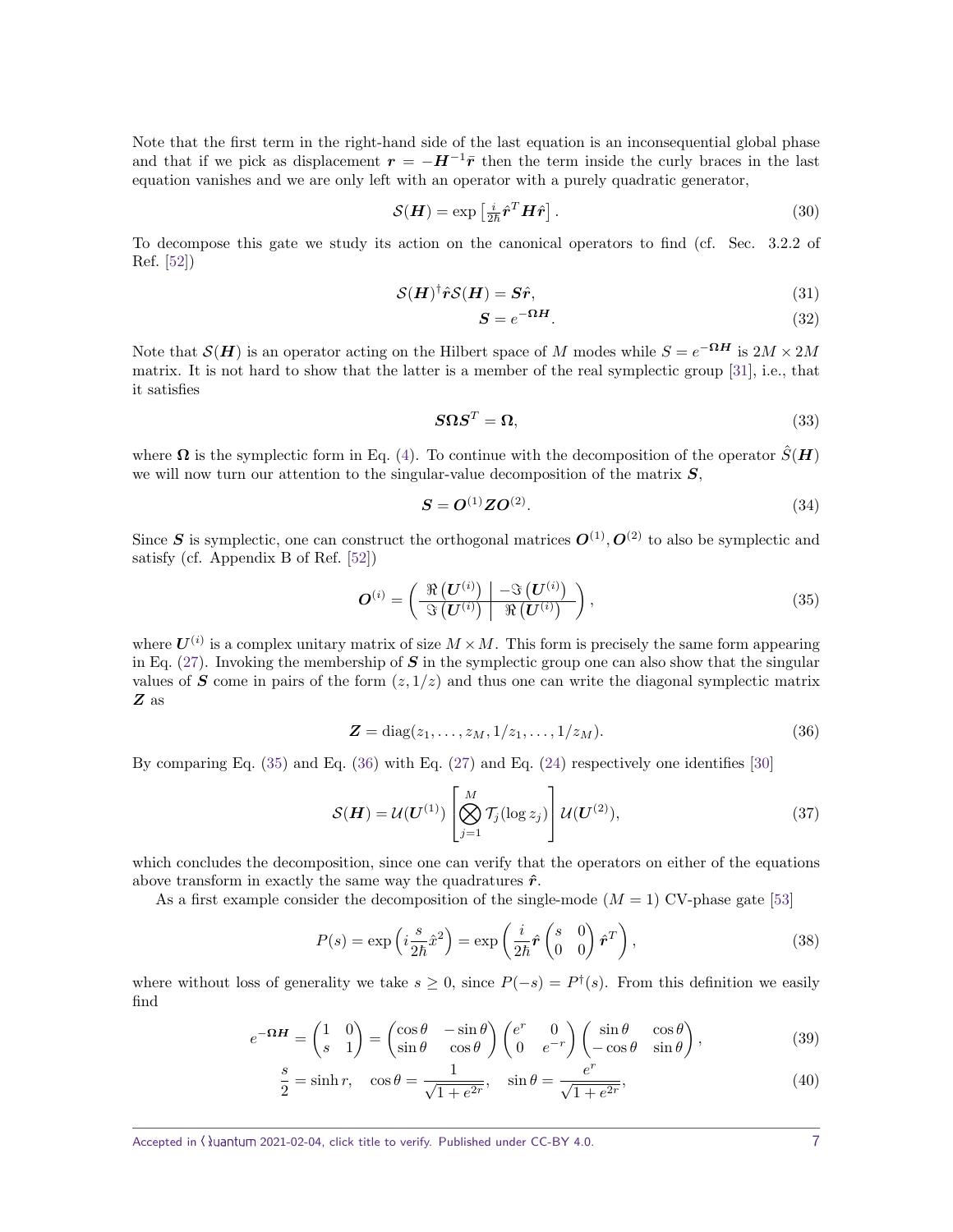Note that the first term in the right-hand side of the last equation is an inconsequential global phase and that if we pick as displacement $\boldsymbol{r} = -\boldsymbol{H}^{-1}\bar{\boldsymbol{r}}$ then the term inside the curly braces in the last equation vanishes and we are only left with an operator with a purely quadratic generator,

$$\mathcal{S}(\boldsymbol{H}) = \exp\left[\tfrac{i}{2\hbar}\hat{\boldsymbol{r}}^T \boldsymbol{H} \hat{\boldsymbol{r}}\right]. \tag{30}$$

To decompose this gate we study its action on the canonical operators to find (cf. Sec. 3.2.2 of Ref. [52])

$$\mathcal{S}(\boldsymbol{H})^\dagger \hat{\boldsymbol{r}} \mathcal{S}(\boldsymbol{H}) = \boldsymbol{S}\hat{\boldsymbol{r}}, \tag{31}$$

$$\boldsymbol{S} = e^{-\boldsymbol{\Omega}\boldsymbol{H}}. \tag{32}$$

Note that $\mathcal{S}(\boldsymbol{H})$ is an operator acting on the Hilbert space of $M$ modes while $S = e^{-\boldsymbol{\Omega}\boldsymbol{H}}$ is $2M \times 2M$ matrix. It is not hard to show that the latter is a member of the real symplectic group [31], i.e., that it satisfies

$$\boldsymbol{S}\boldsymbol{\Omega}\boldsymbol{S}^T = \boldsymbol{\Omega}, \tag{33}$$

where $\boldsymbol{\Omega}$ is the symplectic form in Eq. (4). To continue with the decomposition of the operator $\hat{S}(\boldsymbol{H})$ we will now turn our attention to the singular-value decomposition of the matrix $\boldsymbol{S}$,

$$\boldsymbol{S} = \boldsymbol{O}^{(1)}\boldsymbol{Z}\boldsymbol{O}^{(2)}. \tag{34}$$

Since $\boldsymbol{S}$ is symplectic, one can construct the orthogonal matrices $\boldsymbol{O}^{(1)}, \boldsymbol{O}^{(2)}$ to also be symplectic and satisfy (cf. Appendix B of Ref. [52])

$$\boldsymbol{O}^{(i)} = \left(\begin{array}{c|c} \Re\left(\boldsymbol{U}^{(i)}\right) & -\Im\left(\boldsymbol{U}^{(i)}\right) \\ \hline \Im\left(\boldsymbol{U}^{(i)}\right) & \Re\left(\boldsymbol{U}^{(i)}\right) \end{array}\right), \tag{35}$$

where $\boldsymbol{U}^{(i)}$ is a complex unitary matrix of size $M \times M$. This form is precisely the same form appearing in Eq. (27). Invoking the membership of $\boldsymbol{S}$ in the symplectic group one can also show that the singular values of $\boldsymbol{S}$ come in pairs of the form $(z, 1/z)$ and thus one can write the diagonal symplectic matrix $\boldsymbol{Z}$ as

$$\boldsymbol{Z} = \text{diag}(z_1, \ldots, z_M, 1/z_1, \ldots, 1/z_M). \tag{36}$$

By comparing Eq. (35) and Eq. (36) with Eq. (27) and Eq. (24) respectively one identifies [30]

$$\mathcal{S}(\boldsymbol{H}) = \mathcal{U}(\boldsymbol{U}^{(1)}) \left[\bigotimes_{j=1}^{M} \mathcal{T}_j(\log z_j)\right] \mathcal{U}(\boldsymbol{U}^{(2)}), \tag{37}$$

which concludes the decomposition, since one can verify that the operators on either of the equations above transform in exactly the same way the quadratures $\hat{\boldsymbol{r}}$.

As a first example consider the decomposition of the single-mode ($M = 1$) CV-phase gate [53]

$$P(s) = \exp\left(i\frac{s}{2\hbar}\hat{x}^2\right) = \exp\left(\frac{i}{2\hbar}\hat{\boldsymbol{r}}\begin{pmatrix} s & 0 \\ 0 & 0 \end{pmatrix}\hat{\boldsymbol{r}}^T\right), \tag{38}$$

where without loss of generality we take $s \geq 0$, since $P(-s) = P^\dagger(s)$. From this definition we easily find

$$e^{-\boldsymbol{\Omega}\boldsymbol{H}} = \begin{pmatrix} 1 & 0 \\ s & 1 \end{pmatrix} = \begin{pmatrix} \cos\theta & -\sin\theta \\ \sin\theta & \cos\theta \end{pmatrix}\begin{pmatrix} e^r & 0 \\ 0 & e^{-r} \end{pmatrix}\begin{pmatrix} \sin\theta & \cos\theta \\ -\cos\theta & \sin\theta \end{pmatrix}, \tag{39}$$

$$\frac{s}{2} = \sinh r, \quad \cos\theta = \frac{1}{\sqrt{1+e^{2r}}}, \quad \sin\theta = \frac{e^r}{\sqrt{1+e^{2r}}}, \tag{40}$$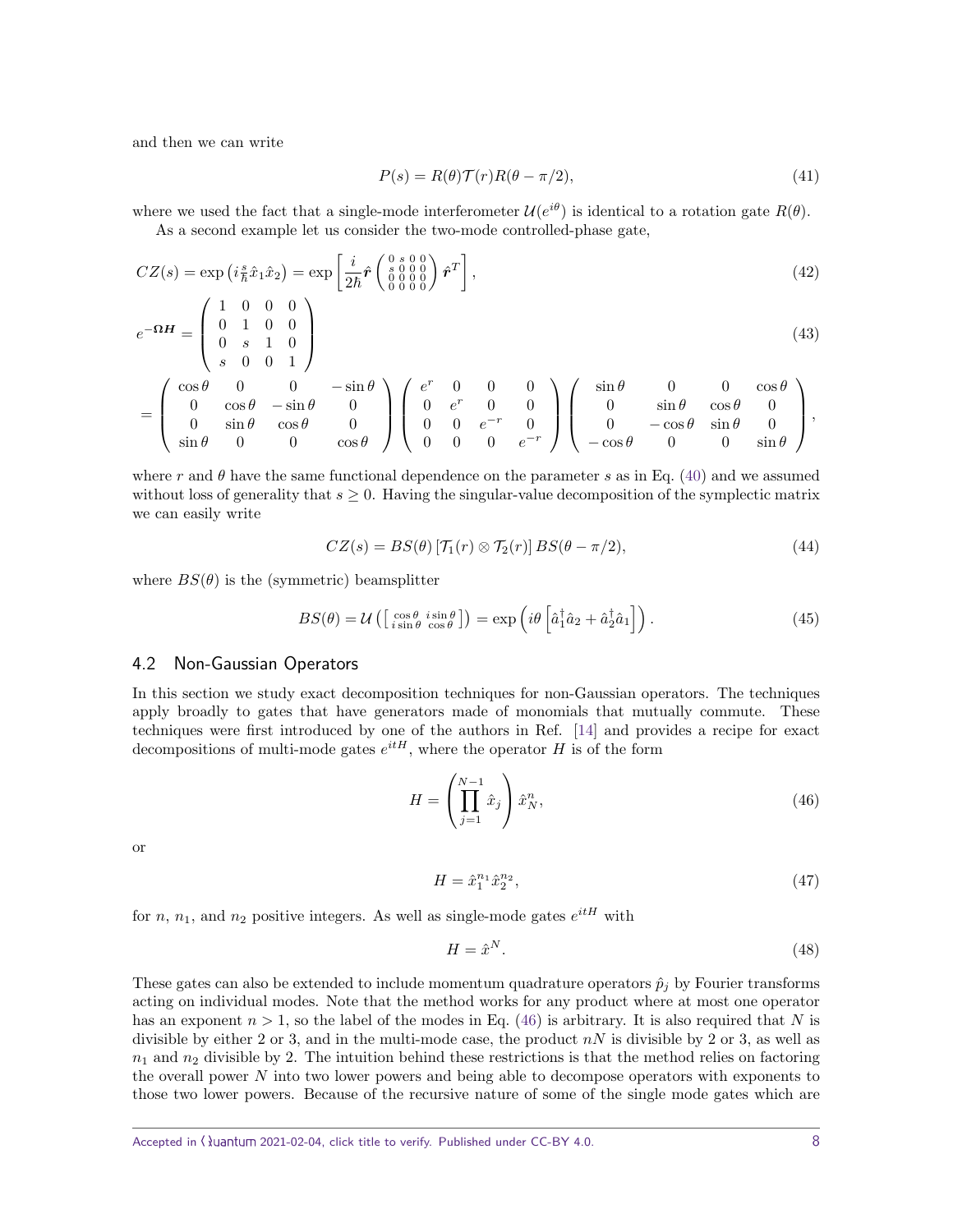and then we can write

$$
P(s) = R(\theta)\mathcal{T}(r)R(\theta - \pi/2), \tag{41}
$$

where we used the fact that a single-mode interferometer $\mathcal{U}(e^{i\theta})$ is identical to a rotation gate $R(\theta)$.

As a second example let us consider the two-mode controlled-phase gate,

$$
CZ(s) = \exp\left(i\tfrac{s}{\hbar}\hat{x}_1\hat{x}_2\right) = \exp\left[\frac{i}{2\hbar}\hat{\boldsymbol{r}}\left(\begin{smallmatrix} 0 & s & 0 & 0 \\ s & 0 & 0 & 0 \\ 0 & 0 & 0 & 0 \\ 0 & 0 & 0 & 0 \end{smallmatrix}\right)\hat{\boldsymbol{r}}^T\right], \tag{42}
$$

$$
e^{-\boldsymbol{\Omega}\boldsymbol{H}} = \left(\begin{array}{cccc} 1 & 0 & 0 & 0 \\ 0 & 1 & 0 & 0 \\ 0 & s & 1 & 0 \\ s & 0 & 0 & 1 \end{array}\right) \tag{43}
$$

$$
= \left(\begin{array}{cccc} \cos\theta & 0 & 0 & -\sin\theta \\ 0 & \cos\theta & -\sin\theta & 0 \\ 0 & \sin\theta & \cos\theta & 0 \\ \sin\theta & 0 & 0 & \cos\theta \end{array}\right)\left(\begin{array}{cccc} e^r & 0 & 0 & 0 \\ 0 & e^r & 0 & 0 \\ 0 & 0 & e^{-r} & 0 \\ 0 & 0 & 0 & e^{-r} \end{array}\right)\left(\begin{array}{cccc} \sin\theta & 0 & 0 & \cos\theta \\ 0 & \sin\theta & \cos\theta & 0 \\ 0 & -\cos\theta & \sin\theta & 0 \\ -\cos\theta & 0 & 0 & \sin\theta \end{array}\right),
$$

where $r$ and $\theta$ have the same functional dependence on the parameter $s$ as in Eq. (40) and we assumed without loss of generality that $s \geq 0$. Having the singular-value decomposition of the symplectic matrix we can easily write

$$
CZ(s) = BS(\theta)\left[\mathcal{T}_1(r) \otimes \mathcal{T}_2(r)\right]BS(\theta - \pi/2), \tag{44}
$$

where $BS(\theta)$ is the (symmetric) beamsplitter

$$
BS(\theta) = \mathcal{U}\left(\left[\begin{smallmatrix} \cos\theta & i\sin\theta \\ i\sin\theta & \cos\theta \end{smallmatrix}\right]\right) = \exp\left(i\theta\left[\hat{a}_1^\dagger\hat{a}_2 + \hat{a}_2^\dagger\hat{a}_1\right]\right). \tag{45}
$$

## 4.2 Non-Gaussian Operators

In this section we study exact decomposition techniques for non-Gaussian operators. The techniques apply broadly to gates that have generators made of monomials that mutually commute. These techniques were first introduced by one of the authors in Ref. [14] and provides a recipe for exact decompositions of multi-mode gates $e^{itH}$, where the operator $H$ is of the form

$$
H = \left(\prod_{j=1}^{N-1}\hat{x}_j\right)\hat{x}_N^n, \tag{46}
$$

or

$$
H = \hat{x}_1^{n_1}\hat{x}_2^{n_2}, \tag{47}
$$

for $n$, $n_1$, and $n_2$ positive integers. As well as single-mode gates $e^{itH}$ with

$$
H = \hat{x}^N. \tag{48}
$$

These gates can also be extended to include momentum quadrature operators $\hat{p}_j$ by Fourier transforms acting on individual modes. Note that the method works for any product where at most one operator has an exponent $n > 1$, so the label of the modes in Eq. (46) is arbitrary. It is also required that $N$ is divisible by either 2 or 3, and in the multi-mode case, the product $nN$ is divisible by 2 or 3, as well as $n_1$ and $n_2$ divisible by 2. The intuition behind these restrictions is that the method relies on factoring the overall power $N$ into two lower powers and being able to decompose operators with exponents to those two lower powers. Because of the recursive nature of some of the single mode gates which are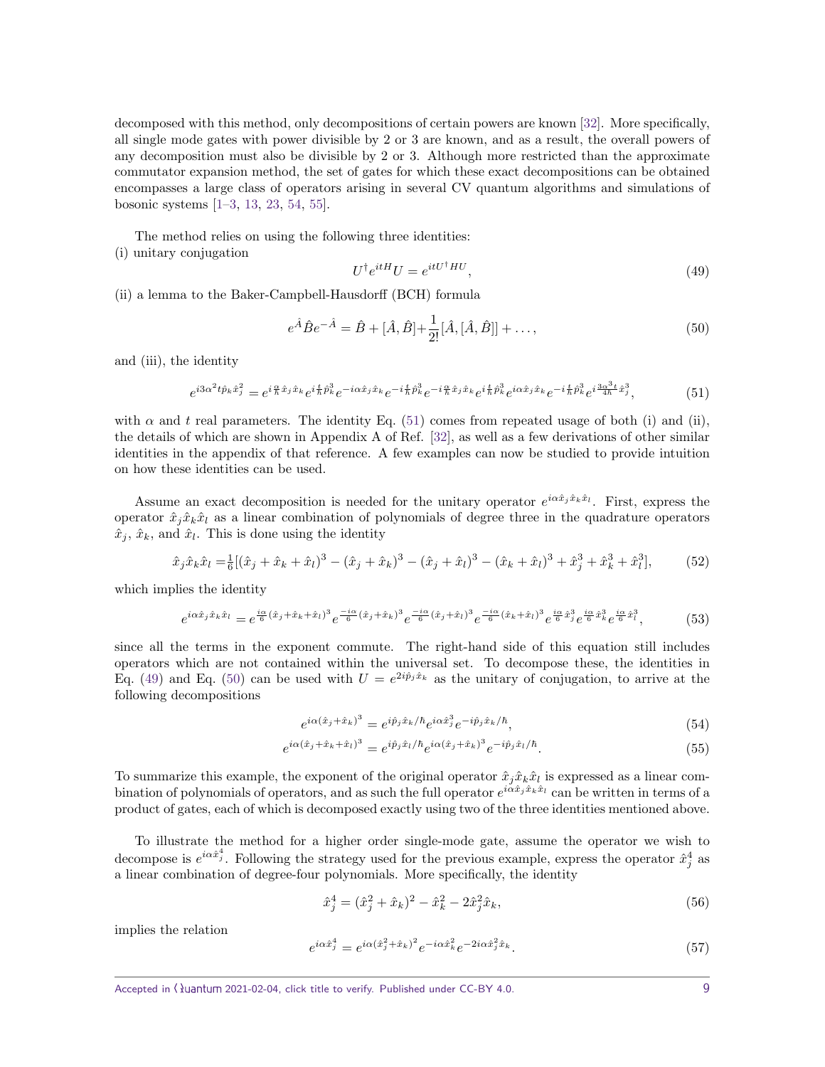decomposed with this method, only decompositions of certain powers are known [32]. More specifically, all single mode gates with power divisible by 2 or 3 are known, and as a result, the overall powers of any decomposition must also be divisible by 2 or 3. Although more restricted than the approximate commutator expansion method, the set of gates for which these exact decompositions can be obtained encompasses a large class of operators arising in several CV quantum algorithms and simulations of bosonic systems [1–3, 13, 23, 54, 55].

The method relies on using the following three identities:
(i) unitary conjugation

$$U^\dagger e^{itH} U = e^{itU^\dagger H U}, \tag{49}$$

(ii) a lemma to the Baker-Campbell-Hausdorff (BCH) formula

$$e^{\hat{A}}\hat{B}e^{-\hat{A}} = \hat{B} + [\hat{A},\hat{B}] + \frac{1}{2!}[\hat{A},[\hat{A},\hat{B}]] + \ldots, \tag{50}$$

and (iii), the identity

$$e^{i3\alpha^2 t\hat{p}_k\hat{x}_j^2} = e^{i\frac{\alpha}{\hbar}\hat{x}_j\hat{x}_k}e^{i\frac{t}{\hbar}\hat{p}_k^3}e^{-i\alpha\hat{x}_j\hat{x}_k}e^{-i\frac{t}{\hbar}\hat{p}_k^3}e^{-i\frac{\alpha}{\hbar}\hat{x}_j\hat{x}_k}e^{i\frac{t}{\hbar}\hat{p}_k^3}e^{i\alpha\hat{x}_j\hat{x}_k}e^{-i\frac{t}{\hbar}\hat{p}_k^3}e^{i\frac{3\alpha^3 t}{4\hbar}\hat{x}_j^3}, \tag{51}$$

with $\alpha$ and $t$ real parameters. The identity Eq. (51) comes from repeated usage of both (i) and (ii), the details of which are shown in Appendix A of Ref. [32], as well as a few derivations of other similar identities in the appendix of that reference. A few examples can now be studied to provide intuition on how these identities can be used.

Assume an exact decomposition is needed for the unitary operator $e^{i\alpha\hat{x}_j\hat{x}_k\hat{x}_l}$. First, express the operator $\hat{x}_j\hat{x}_k\hat{x}_l$ as a linear combination of polynomials of degree three in the quadrature operators $\hat{x}_j$, $\hat{x}_k$, and $\hat{x}_l$. This is done using the identity

$$\hat{x}_j\hat{x}_k\hat{x}_l = \tfrac{1}{6}[(\hat{x}_j+\hat{x}_k+\hat{x}_l)^3 - (\hat{x}_j+\hat{x}_k)^3 - (\hat{x}_j+\hat{x}_l)^3 - (\hat{x}_k+\hat{x}_l)^3 + \hat{x}_j^3 + \hat{x}_k^3 + \hat{x}_l^3], \tag{52}$$

which implies the identity

$$e^{i\alpha\hat{x}_j\hat{x}_k\hat{x}_l} = e^{\frac{i\alpha}{6}(\hat{x}_j+\hat{x}_k+\hat{x}_l)^3}e^{\frac{-i\alpha}{6}(\hat{x}_j+\hat{x}_k)^3}e^{\frac{-i\alpha}{6}(\hat{x}_j+\hat{x}_l)^3}e^{\frac{-i\alpha}{6}(\hat{x}_k+\hat{x}_l)^3}e^{\frac{i\alpha}{6}\hat{x}_j^3}e^{\frac{i\alpha}{6}\hat{x}_k^3}e^{\frac{i\alpha}{6}\hat{x}_l^3}, \tag{53}$$

since all the terms in the exponent commute. The right-hand side of this equation still includes operators which are not contained within the universal set. To decompose these, the identities in Eq. (49) and Eq. (50) can be used with $U = e^{2i\hat{p}_j\hat{x}_k}$ as the unitary of conjugation, to arrive at the following decompositions

$$e^{i\alpha(\hat{x}_j+\hat{x}_k)^3} = e^{i\hat{p}_j\hat{x}_k/\hbar}e^{i\alpha\hat{x}_j^3}e^{-i\hat{p}_j\hat{x}_k/\hbar}, \tag{54}$$

$$e^{i\alpha(\hat{x}_j+\hat{x}_k+\hat{x}_l)^3} = e^{i\hat{p}_j\hat{x}_l/\hbar}e^{i\alpha(\hat{x}_j+\hat{x}_k)^3}e^{-i\hat{p}_j\hat{x}_l/\hbar}. \tag{55}$$

To summarize this example, the exponent of the original operator $\hat{x}_j\hat{x}_k\hat{x}_l$ is expressed as a linear combination of polynomials of operators, and as such the full operator $e^{i\alpha\hat{x}_j\hat{x}_k\hat{x}_l}$ can be written in terms of a product of gates, each of which is decomposed exactly using two of the three identities mentioned above.

To illustrate the method for a higher order single-mode gate, assume the operator we wish to decompose is $e^{i\alpha\hat{x}_j^4}$. Following the strategy used for the previous example, express the operator $\hat{x}_j^4$ as a linear combination of degree-four polynomials. More specifically, the identity

$$\hat{x}_j^4 = (\hat{x}_j^2 + \hat{x}_k)^2 - \hat{x}_k^2 - 2\hat{x}_j^2\hat{x}_k, \tag{56}$$

implies the relation

$$e^{i\alpha\hat{x}_j^4} = e^{i\alpha(\hat{x}_j^2+\hat{x}_k)^2}e^{-i\alpha\hat{x}_k^2}e^{-2i\alpha\hat{x}_j^2\hat{x}_k}. \tag{57}$$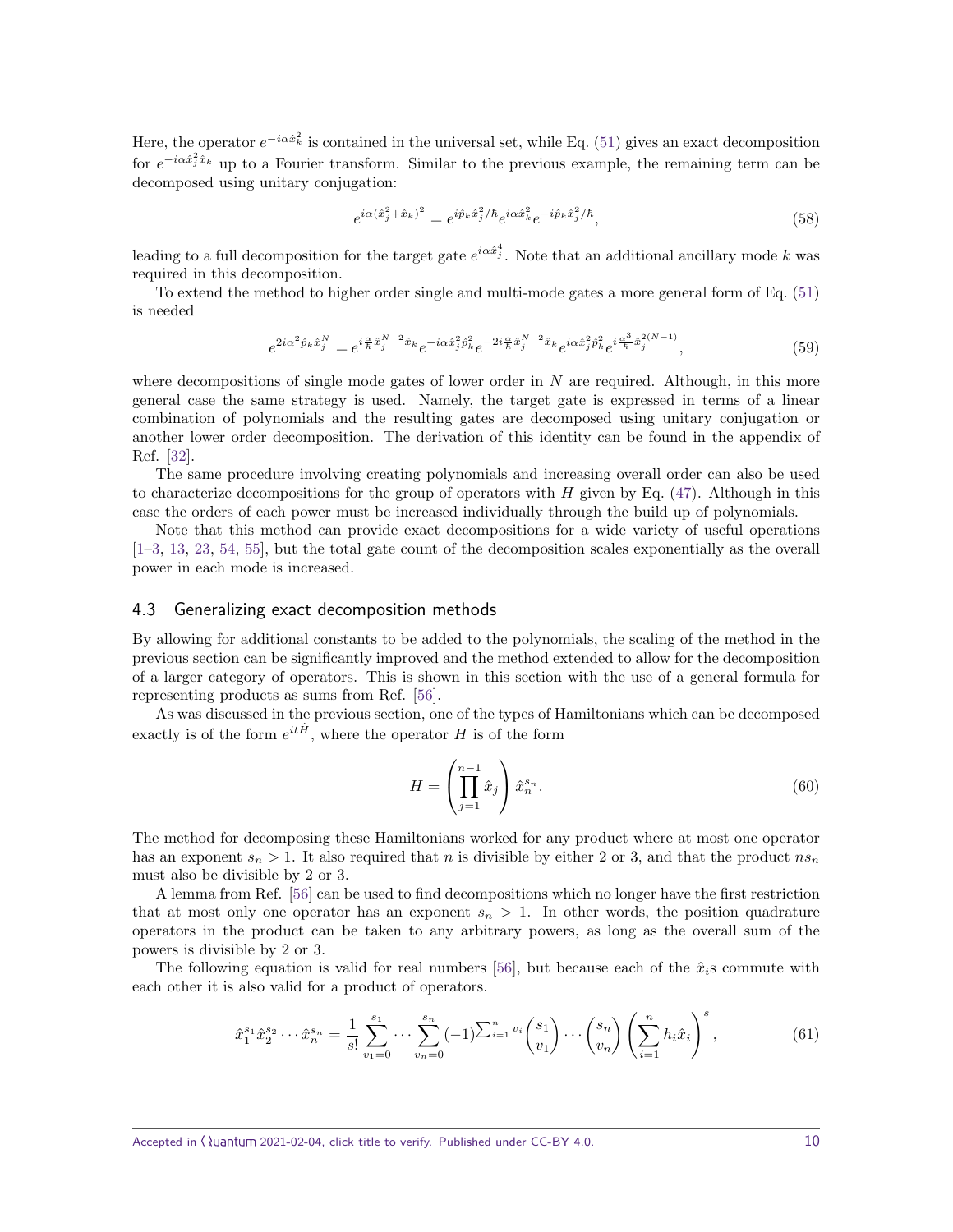Here, the operator $e^{-i\alpha \hat{x}_k^2}$ is contained in the universal set, while Eq. (51) gives an exact decomposition for $e^{-i\alpha \hat{x}_j^2 \hat{x}_k}$ up to a Fourier transform. Similar to the previous example, the remaining term can be decomposed using unitary conjugation:

$$e^{i\alpha(\hat{x}_j^2+\hat{x}_k)^2} = e^{i\hat{p}_k \hat{x}_j^2/\hbar} e^{i\alpha \hat{x}_k^2} e^{-i\hat{p}_k \hat{x}_j^2/\hbar}, \tag{58}$$

leading to a full decomposition for the target gate $e^{i\alpha \hat{x}_j^4}$. Note that an additional ancillary mode $k$ was required in this decomposition.

To extend the method to higher order single and multi-mode gates a more general form of Eq. (51) is needed

$$e^{2i\alpha^2 \hat{p}_k \hat{x}_j^N} = e^{i\frac{\alpha}{\hbar}\hat{x}_j^{N-2}\hat{x}_k} e^{-i\alpha \hat{x}_j^2 \hat{p}_k^2} e^{-2i\frac{\alpha}{\hbar}\hat{x}_j^{N-2}\hat{x}_k} e^{i\alpha \hat{x}_j^2 \hat{p}_k^2} e^{i\frac{\alpha^3}{\hbar}\hat{x}_j^{2(N-1)}}, \tag{59}$$

where decompositions of single mode gates of lower order in $N$ are required. Although, in this more general case the same strategy is used. Namely, the target gate is expressed in terms of a linear combination of polynomials and the resulting gates are decomposed using unitary conjugation or another lower order decomposition. The derivation of this identity can be found in the appendix of Ref. [32].

The same procedure involving creating polynomials and increasing overall order can also be used to characterize decompositions for the group of operators with $H$ given by Eq. (47). Although in this case the orders of each power must be increased individually through the build up of polynomials.

Note that this method can provide exact decompositions for a wide variety of useful operations [1–3, 13, 23, 54, 55], but the total gate count of the decomposition scales exponentially as the overall power in each mode is increased.

## 4.3 Generalizing exact decomposition methods

By allowing for additional constants to be added to the polynomials, the scaling of the method in the previous section can be significantly improved and the method extended to allow for the decomposition of a larger category of operators. This is shown in this section with the use of a general formula for representing products as sums from Ref. [56].

As was discussed in the previous section, one of the types of Hamiltonians which can be decomposed exactly is of the form $e^{it\hat{H}}$, where the operator $H$ is of the form

$$H = \left(\prod_{j=1}^{n-1} \hat{x}_j\right) \hat{x}_n^{s_n}. \tag{60}$$

The method for decomposing these Hamiltonians worked for any product where at most one operator has an exponent $s_n > 1$. It also required that $n$ is divisible by either 2 or 3, and that the product $ns_n$ must also be divisible by 2 or 3.

A lemma from Ref. [56] can be used to find decompositions which no longer have the first restriction that at most only one operator has an exponent $s_n > 1$. In other words, the position quadrature operators in the product can be taken to any arbitrary powers, as long as the overall sum of the powers is divisible by 2 or 3.

The following equation is valid for real numbers [56], but because each of the $\hat{x}_i$s commute with each other it is also valid for a product of operators.

$$\hat{x}_1^{s_1}\hat{x}_2^{s_2}\cdots\hat{x}_n^{s_n} = \frac{1}{s!}\sum_{v_1=0}^{s_1}\cdots\sum_{v_n=0}^{s_n}(-1)^{\sum_{i=1}^n v_i}\binom{s_1}{v_1}\cdots\binom{s_n}{v_n}\left(\sum_{i=1}^n h_i\hat{x}_i\right)^s, \tag{61}$$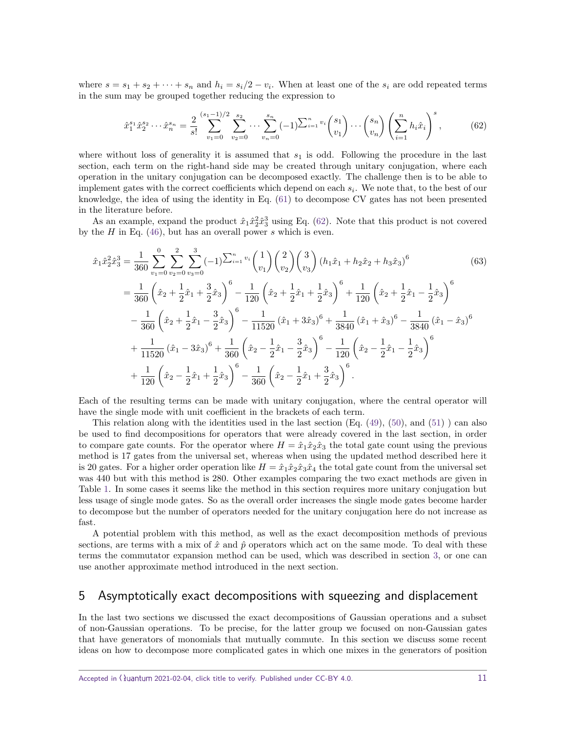where $s = s_1 + s_2 + \cdots + s_n$ and $h_i = s_i/2 - v_i$. When at least one of the $s_i$ are odd repeated terms in the sum may be grouped together reducing the expression to

$$\hat{x}_1^{s_1}\hat{x}_2^{s_2}\cdots\hat{x}_n^{s_n} = \frac{2}{s!}\sum_{v_1=0}^{(s_1-1)/2}\sum_{v_2=0}^{s_2}\cdots\sum_{v_n=0}^{s_n}(-1)^{\sum_{i=1}^n v_i}\binom{s_1}{v_1}\cdots\binom{s_n}{v_n}\left(\sum_{i=1}^n h_i\hat{x}_i\right)^s, \tag{62}$$

where without loss of generality it is assumed that $s_1$ is odd. Following the procedure in the last section, each term on the right-hand side may be created through unitary conjugation, where each operation in the unitary conjugation can be decomposed exactly. The challenge then is to be able to implement gates with the correct coefficients which depend on each $s_i$. We note that, to the best of our knowledge, the idea of using the identity in Eq. (61) to decompose CV gates has not been presented in the literature before.

As an example, expand the product $\hat{x}_1\hat{x}_2^2\hat{x}_3^3$ using Eq. (62). Note that this product is not covered by the $H$ in Eq. (46), but has an overall power $s$ which is even.

$$\begin{aligned}
\hat{x}_1\hat{x}_2^2\hat{x}_3^3 &= \frac{1}{360}\sum_{v_1=0}^{0}\sum_{v_2=0}^{2}\sum_{v_3=0}^{3}(-1)^{\sum_{i=1}^n v_i}\binom{1}{v_1}\binom{2}{v_2}\binom{3}{v_3}\left(h_1\hat{x}_1 + h_2\hat{x}_2 + h_3\hat{x}_3\right)^6 \\
&= \frac{1}{360}\left(\hat{x}_2 + \frac{1}{2}\hat{x}_1 + \frac{3}{2}\hat{x}_3\right)^6 - \frac{1}{120}\left(\hat{x}_2 + \frac{1}{2}\hat{x}_1 + \frac{1}{2}\hat{x}_3\right)^6 + \frac{1}{120}\left(\hat{x}_2 + \frac{1}{2}\hat{x}_1 - \frac{1}{2}\hat{x}_3\right)^6 \\
&\quad - \frac{1}{360}\left(\hat{x}_2 + \frac{1}{2}\hat{x}_1 - \frac{3}{2}\hat{x}_3\right)^6 - \frac{1}{11520}\left(\hat{x}_1 + 3\hat{x}_3\right)^6 + \frac{1}{3840}\left(\hat{x}_1 + \hat{x}_3\right)^6 - \frac{1}{3840}\left(\hat{x}_1 - \hat{x}_3\right)^6 \\
&\quad + \frac{1}{11520}\left(\hat{x}_1 - 3\hat{x}_3\right)^6 + \frac{1}{360}\left(\hat{x}_2 - \frac{1}{2}\hat{x}_1 - \frac{3}{2}\hat{x}_3\right)^6 - \frac{1}{120}\left(\hat{x}_2 - \frac{1}{2}\hat{x}_1 - \frac{1}{2}\hat{x}_3\right)^6 \\
&\quad + \frac{1}{120}\left(\hat{x}_2 - \frac{1}{2}\hat{x}_1 + \frac{1}{2}\hat{x}_3\right)^6 - \frac{1}{360}\left(\hat{x}_2 - \frac{1}{2}\hat{x}_1 + \frac{3}{2}\hat{x}_3\right)^6.
\end{aligned} \tag{63}$$

Each of the resulting terms can be made with unitary conjugation, where the central operator will have the single mode with unit coefficient in the brackets of each term.

This relation along with the identities used in the last section (Eq. (49), (50), and (51) ) can also be used to find decompositions for operators that were already covered in the last section, in order to compare gate counts. For the operator where $H = \hat{x}_1\hat{x}_2\hat{x}_3$ the total gate count using the previous method is 17 gates from the universal set, whereas when using the updated method described here it is 20 gates. For a higher order operation like $H = \hat{x}_1\hat{x}_2\hat{x}_3\hat{x}_4$ the total gate count from the universal set was 440 but with this method is 280. Other examples comparing the two exact methods are given in Table 1. In some cases it seems like the method in this section requires more unitary conjugation but less usage of single mode gates. So as the overall order increases the single mode gates become harder to decompose but the number of operators needed for the unitary conjugation here do not increase as fast.

A potential problem with this method, as well as the exact decomposition methods of previous sections, are terms with a mix of $\hat{x}$ and $\hat{p}$ operators which act on the same mode. To deal with these terms the commutator expansion method can be used, which was described in section 3, or one can use another approximate method introduced in the next section.

## 5 Asymptotically exact decompositions with squeezing and displacement

In the last two sections we discussed the exact decompositions of Gaussian operations and a subset of non-Gaussian operations. To be precise, for the latter group we focused on non-Gaussian gates that have generators of monomials that mutually commute. In this section we discuss some recent ideas on how to decompose more complicated gates in which one mixes in the generators of position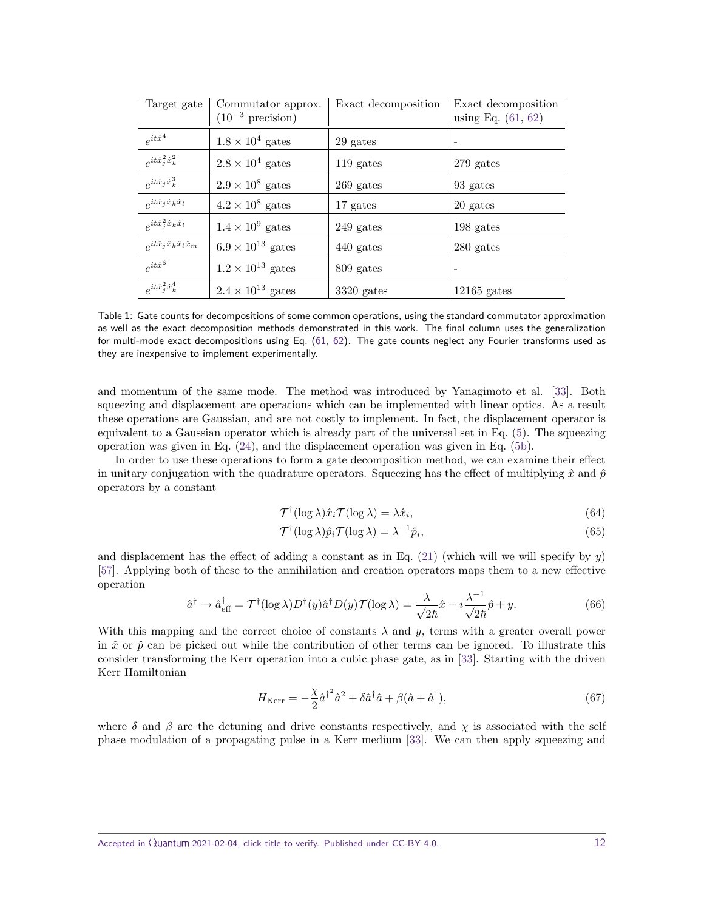| Target gate | Commutator approx. ($10^{-3}$ precision) | Exact decomposition | Exact decomposition using Eq. (61, 62) |
|---|---|---|---|
| $e^{it\hat{x}^4}$ | $1.8 \times 10^4$ gates | 29 gates | - |
| $e^{it\hat{x}_j^2\hat{x}_k^2}$ | $2.8 \times 10^4$ gates | 119 gates | 279 gates |
| $e^{it\hat{x}_j\hat{x}_k^3}$ | $2.9 \times 10^8$ gates | 269 gates | 93 gates |
| $e^{it\hat{x}_j\hat{x}_k\hat{x}_l}$ | $4.2 \times 10^8$ gates | 17 gates | 20 gates |
| $e^{it\hat{x}_j^2\hat{x}_k\hat{x}_l}$ | $1.4 \times 10^9$ gates | 249 gates | 198 gates |
| $e^{it\hat{x}_j\hat{x}_k\hat{x}_l\hat{x}_m}$ | $6.9 \times 10^{13}$ gates | 440 gates | 280 gates |
| $e^{it\hat{x}^6}$ | $1.2 \times 10^{13}$ gates | 809 gates | - |
| $e^{it\hat{x}_j^2\hat{x}_k^4}$ | $2.4 \times 10^{13}$ gates | 3320 gates | 12165 gates |

Table 1: Gate counts for decompositions of some common operations, using the standard commutator approximation as well as the exact decomposition methods demonstrated in this work. The final column uses the generalization for multi-mode exact decompositions using Eq. (61, 62). The gate counts neglect any Fourier transforms used as they are inexpensive to implement experimentally.

and momentum of the same mode. The method was introduced by Yanagimoto et al. [33]. Both squeezing and displacement are operations which can be implemented with linear optics. As a result these operations are Gaussian, and are not costly to implement. In fact, the displacement operator is equivalent to a Gaussian operator which is already part of the universal set in Eq. (5). The squeezing operation was given in Eq. (24), and the displacement operation was given in Eq. (5b).

In order to use these operations to form a gate decomposition method, we can examine their effect in unitary conjugation with the quadrature operators. Squeezing has the effect of multiplying $\hat{x}$ and $\hat{p}$ operators by a constant

$$\mathcal{T}^\dagger(\log\lambda)\hat{x}_i\mathcal{T}(\log\lambda) = \lambda\hat{x}_i, \tag{64}$$

$$\mathcal{T}^\dagger(\log\lambda)\hat{p}_i\mathcal{T}(\log\lambda) = \lambda^{-1}\hat{p}_i, \tag{65}$$

and displacement has the effect of adding a constant as in Eq. (21) (which will we will specify by $y$) [57]. Applying both of these to the annihilation and creation operators maps them to a new effective operation

$$\hat{a}^\dagger \to \hat{a}^\dagger_{\text{eff}} = \mathcal{T}^\dagger(\log\lambda)D^\dagger(y)\hat{a}^\dagger D(y)\mathcal{T}(\log\lambda) = \frac{\lambda}{\sqrt{2\hbar}}\hat{x} - i\frac{\lambda^{-1}}{\sqrt{2\hbar}}\hat{p} + y. \tag{66}$$

With this mapping and the correct choice of constants $\lambda$ and $y$, terms with a greater overall power in $\hat{x}$ or $\hat{p}$ can be picked out while the contribution of other terms can be ignored. To illustrate this consider transforming the Kerr operation into a cubic phase gate, as in [33]. Starting with the driven Kerr Hamiltonian

$$H_{\text{Kerr}} = -\frac{\chi}{2}\hat{a}^{\dagger^2}\hat{a}^2 + \delta\hat{a}^\dagger\hat{a} + \beta(\hat{a} + \hat{a}^\dagger), \tag{67}$$

where $\delta$ and $\beta$ are the detuning and drive constants respectively, and $\chi$ is associated with the self phase modulation of a propagating pulse in a Kerr medium [33]. We can then apply squeezing and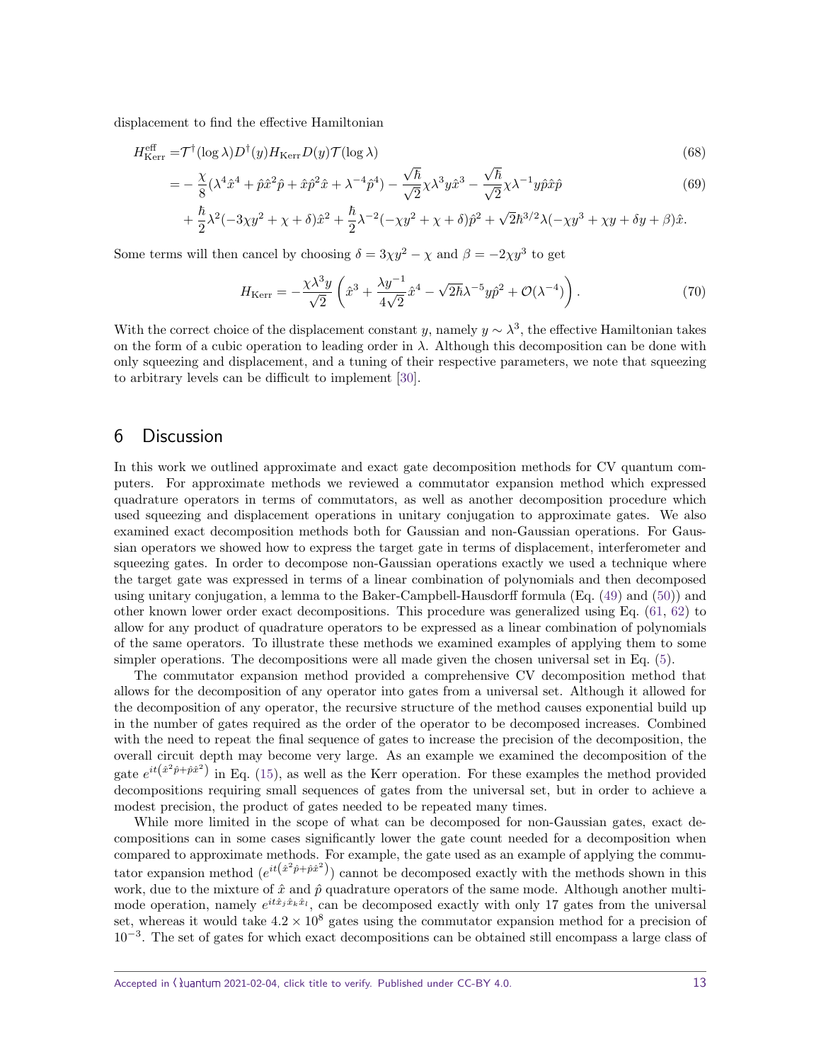displacement to find the effective Hamiltonian

$$
\begin{aligned}
H_{\text{Kerr}}^{\text{eff}} =& \mathcal{T}^\dagger(\log\lambda) D^\dagger(y) H_{\text{Kerr}} D(y) \mathcal{T}(\log\lambda) &(68)\\
=& -\frac{\chi}{8}(\lambda^4\hat{x}^4 + \hat{p}\hat{x}^2\hat{p} + \hat{x}\hat{p}^2\hat{x} + \lambda^{-4}\hat{p}^4) - \frac{\sqrt{\hbar}}{\sqrt{2}}\chi\lambda^3 y\hat{x}^3 - \frac{\sqrt{\hbar}}{\sqrt{2}}\chi\lambda^{-1}y\hat{p}\hat{x}\hat{p} &(69)\\
&+ \frac{\hbar}{2}\lambda^2(-3\chi y^2 + \chi + \delta)\hat{x}^2 + \frac{\hbar}{2}\lambda^{-2}(-\chi y^2 + \chi + \delta)\hat{p}^2 + \sqrt{2}\hbar^{3/2}\lambda(-\chi y^3 + \chi y + \delta y + \beta)\hat{x}.
\end{aligned}
$$

Some terms will then cancel by choosing $\delta = 3\chi y^2 - \chi$ and $\beta = -2\chi y^3$ to get

$$
H_{\text{Kerr}} = -\frac{\chi\lambda^3 y}{\sqrt{2}}\left(\hat{x}^3 + \frac{\lambda y^{-1}}{4\sqrt{2}}\hat{x}^4 - \sqrt{2\hbar}\lambda^{-5}y\hat{p}^2 + \mathcal{O}(\lambda^{-4})\right). \tag{70}
$$

With the correct choice of the displacement constant $y$, namely $y \sim \lambda^3$, the effective Hamiltonian takes on the form of a cubic operation to leading order in $\lambda$. Although this decomposition can be done with only squeezing and displacement, and a tuning of their respective parameters, we note that squeezing to arbitrary levels can be difficult to implement [30].

# 6 Discussion

In this work we outlined approximate and exact gate decomposition methods for CV quantum computers. For approximate methods we reviewed a commutator expansion method which expressed quadrature operators in terms of commutators, as well as another decomposition procedure which used squeezing and displacement operations in unitary conjugation to approximate gates. We also examined exact decomposition methods both for Gaussian and non-Gaussian operations. For Gaussian operators we showed how to express the target gate in terms of displacement, interferometer and squeezing gates. In order to decompose non-Gaussian operations exactly we used a technique where the target gate was expressed in terms of a linear combination of polynomials and then decomposed using unitary conjugation, a lemma to the Baker-Campbell-Hausdorff formula (Eq. (49) and (50)) and other known lower order exact decompositions. This procedure was generalized using Eq. (61, 62) to allow for any product of quadrature operators to be expressed as a linear combination of polynomials of the same operators. To illustrate these methods we examined examples of applying them to some simpler operations. The decompositions were all made given the chosen universal set in Eq. (5).

The commutator expansion method provided a comprehensive CV decomposition method that allows for the decomposition of any operator into gates from a universal set. Although it allowed for the decomposition of any operator, the recursive structure of the method causes exponential build up in the number of gates required as the order of the operator to be decomposed increases. Combined with the need to repeat the final sequence of gates to increase the precision of the decomposition, the overall circuit depth may become very large. As an example we examined the decomposition of the gate $e^{it(\hat{x}^2\hat{p}+\hat{p}\hat{x}^2)}$ in Eq. (15), as well as the Kerr operation. For these examples the method provided decompositions requiring small sequences of gates from the universal set, but in order to achieve a modest precision, the product of gates needed to be repeated many times.

While more limited in the scope of what can be decomposed for non-Gaussian gates, exact decompositions can in some cases significantly lower the gate count needed for a decomposition when compared to approximate methods. For example, the gate used as an example of applying the commutator expansion method ($e^{it(\hat{x}^2\hat{p}+\hat{p}\hat{x}^2)}$) cannot be decomposed exactly with the methods shown in this work, due to the mixture of $\hat{x}$ and $\hat{p}$ quadrature operators of the same mode. Although another multimode operation, namely $e^{it\hat{x}_j\hat{x}_k\hat{x}_l}$, can be decomposed exactly with only 17 gates from the universal set, whereas it would take $4.2\times10^8$ gates using the commutator expansion method for a precision of $10^{-3}$. The set of gates for which exact decompositions can be obtained still encompass a large class of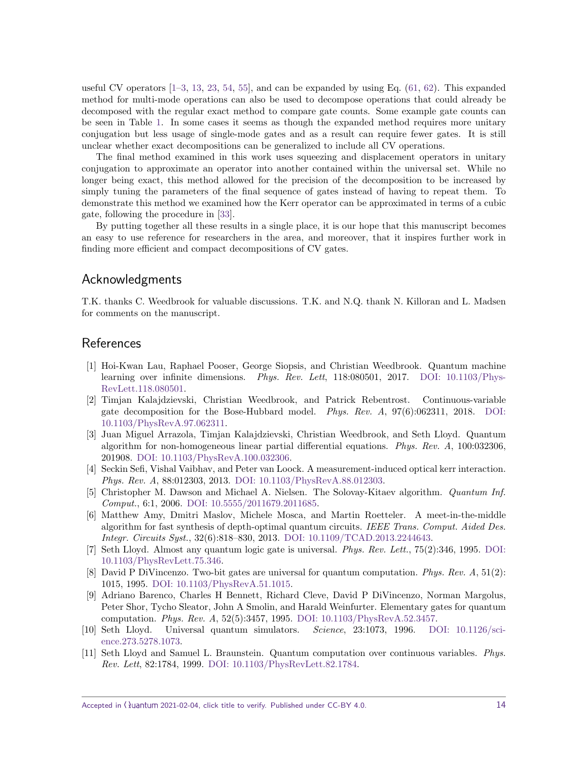useful CV operators [1–3, 13, 23, 54, 55], and can be expanded by using Eq. (61, 62). This expanded method for multi-mode operations can also be used to decompose operations that could already be decomposed with the regular exact method to compare gate counts. Some example gate counts can be seen in Table 1. In some cases it seems as though the expanded method requires more unitary conjugation but less usage of single-mode gates and as a result can require fewer gates. It is still unclear whether exact decompositions can be generalized to include all CV operations.

The final method examined in this work uses squeezing and displacement operators in unitary conjugation to approximate an operator into another contained within the universal set. While no longer being exact, this method allowed for the precision of the decomposition to be increased by simply tuning the parameters of the final sequence of gates instead of having to repeat them. To demonstrate this method we examined how the Kerr operator can be approximated in terms of a cubic gate, following the procedure in [33].

By putting together all these results in a single place, it is our hope that this manuscript becomes an easy to use reference for researchers in the area, and moreover, that it inspires further work in finding more efficient and compact decompositions of CV gates.

## Acknowledgments

T.K. thanks C. Weedbrook for valuable discussions. T.K. and N.Q. thank N. Killoran and L. Madsen for comments on the manuscript.

## References

[1] Hoi-Kwan Lau, Raphael Pooser, George Siopsis, and Christian Weedbrook. Quantum machine learning over infinite dimensions. *Phys. Rev. Lett*, 118:080501, 2017. DOI: 10.1103/PhysRevLett.118.080501.

[2] Timjan Kalajdzievski, Christian Weedbrook, and Patrick Rebentrost. Continuous-variable gate decomposition for the Bose-Hubbard model. *Phys. Rev. A*, 97(6):062311, 2018. DOI: 10.1103/PhysRevA.97.062311.

[3] Juan Miguel Arrazola, Timjan Kalajdzievski, Christian Weedbrook, and Seth Lloyd. Quantum algorithm for non-homogeneous linear partial differential equations. *Phys. Rev. A*, 100:032306, 201908. DOI: 10.1103/PhysRevA.100.032306.

[4] Seckin Sefi, Vishal Vaibhav, and Peter van Loock. A measurement-induced optical kerr interaction. *Phys. Rev. A*, 88:012303, 2013. DOI: 10.1103/PhysRevA.88.012303.

[5] Christopher M. Dawson and Michael A. Nielsen. The Solovay-Kitaev algorithm. *Quantum Inf. Comput.*, 6:1, 2006. DOI: 10.5555/2011679.2011685.

[6] Matthew Amy, Dmitri Maslov, Michele Mosca, and Martin Roetteler. A meet-in-the-middle algorithm for fast synthesis of depth-optimal quantum circuits. *IEEE Trans. Comput. Aided Des. Integr. Circuits Syst.*, 32(6):818–830, 2013. DOI: 10.1109/TCAD.2013.2244643.

[7] Seth Lloyd. Almost any quantum logic gate is universal. *Phys. Rev. Lett.*, 75(2):346, 1995. DOI: 10.1103/PhysRevLett.75.346.

[8] David P DiVincenzo. Two-bit gates are universal for quantum computation. *Phys. Rev. A*, 51(2): 1015, 1995. DOI: 10.1103/PhysRevA.51.1015.

[9] Adriano Barenco, Charles H Bennett, Richard Cleve, David P DiVincenzo, Norman Margolus, Peter Shor, Tycho Sleator, John A Smolin, and Harald Weinfurter. Elementary gates for quantum computation. *Phys. Rev. A*, 52(5):3457, 1995. DOI: 10.1103/PhysRevA.52.3457.

[10] Seth Lloyd. Universal quantum simulators. *Science*, 23:1073, 1996. DOI: 10.1126/science.273.5278.1073.

[11] Seth Lloyd and Samuel L. Braunstein. Quantum computation over continuous variables. *Phys. Rev. Lett*, 82:1784, 1999. DOI: 10.1103/PhysRevLett.82.1784.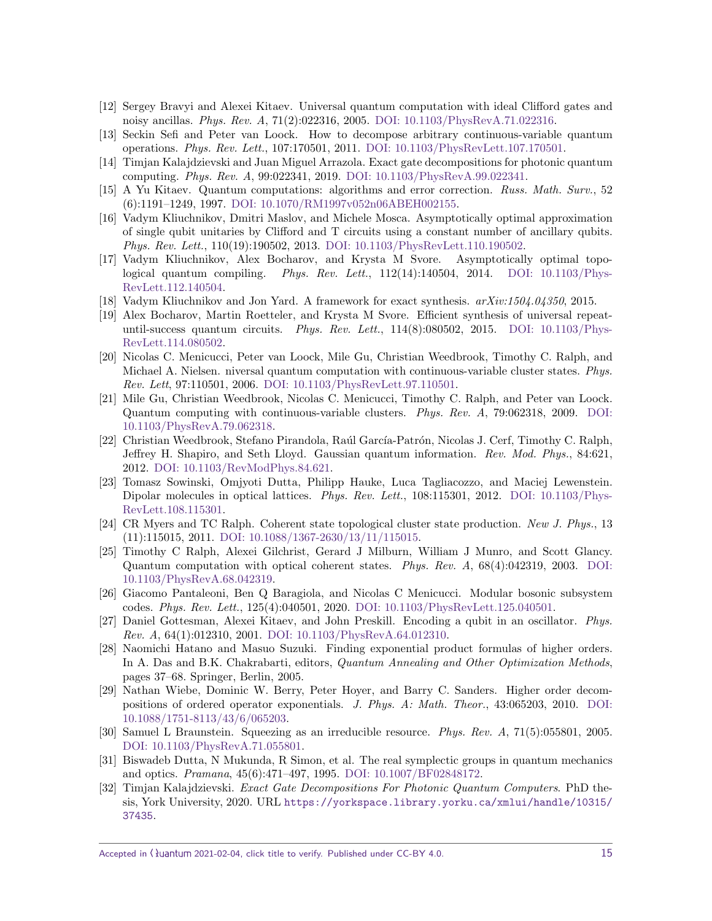[12] Sergey Bravyi and Alexei Kitaev. Universal quantum computation with ideal Clifford gates and noisy ancillas. *Phys. Rev. A*, 71(2):022316, 2005. DOI: 10.1103/PhysRevA.71.022316.

[13] Seckin Sefi and Peter van Loock. How to decompose arbitrary continuous-variable quantum operations. *Phys. Rev. Lett.*, 107:170501, 2011. DOI: 10.1103/PhysRevLett.107.170501.

[14] Timjan Kalajdzievski and Juan Miguel Arrazola. Exact gate decompositions for photonic quantum computing. *Phys. Rev. A*, 99:022341, 2019. DOI: 10.1103/PhysRevA.99.022341.

[15] A Yu Kitaev. Quantum computations: algorithms and error correction. *Russ. Math. Surv.*, 52 (6):1191–1249, 1997. DOI: 10.1070/RM1997v052n06ABEH002155.

[16] Vadym Kliuchnikov, Dmitri Maslov, and Michele Mosca. Asymptotically optimal approximation of single qubit unitaries by Clifford and T circuits using a constant number of ancillary qubits. *Phys. Rev. Lett.*, 110(19):190502, 2013. DOI: 10.1103/PhysRevLett.110.190502.

[17] Vadym Kliuchnikov, Alex Bocharov, and Krysta M Svore. Asymptotically optimal topological quantum compiling. *Phys. Rev. Lett.*, 112(14):140504, 2014. DOI: 10.1103/PhysRevLett.112.140504.

[18] Vadym Kliuchnikov and Jon Yard. A framework for exact synthesis. *arXiv:1504.04350*, 2015.

[19] Alex Bocharov, Martin Roetteler, and Krysta M Svore. Efficient synthesis of universal repeat-until-success quantum circuits. *Phys. Rev. Lett.*, 114(8):080502, 2015. DOI: 10.1103/PhysRevLett.114.080502.

[20] Nicolas C. Menicucci, Peter van Loock, Mile Gu, Christian Weedbrook, Timothy C. Ralph, and Michael A. Nielsen. niversal quantum computation with continuous-variable cluster states. *Phys. Rev. Lett*, 97:110501, 2006. DOI: 10.1103/PhysRevLett.97.110501.

[21] Mile Gu, Christian Weedbrook, Nicolas C. Menicucci, Timothy C. Ralph, and Peter van Loock. Quantum computing with continuous-variable clusters. *Phys. Rev. A*, 79:062318, 2009. DOI: 10.1103/PhysRevA.79.062318.

[22] Christian Weedbrook, Stefano Pirandola, Raúl García-Patrón, Nicolas J. Cerf, Timothy C. Ralph, Jeffrey H. Shapiro, and Seth Lloyd. Gaussian quantum information. *Rev. Mod. Phys.*, 84:621, 2012. DOI: 10.1103/RevModPhys.84.621.

[23] Tomasz Sowinski, Omjyoti Dutta, Philipp Hauke, Luca Tagliacozzo, and Maciej Lewenstein. Dipolar molecules in optical lattices. *Phys. Rev. Lett.*, 108:115301, 2012. DOI: 10.1103/PhysRevLett.108.115301.

[24] CR Myers and TC Ralph. Coherent state topological cluster state production. *New J. Phys.*, 13 (11):115015, 2011. DOI: 10.1088/1367-2630/13/11/115015.

[25] Timothy C Ralph, Alexei Gilchrist, Gerard J Milburn, William J Munro, and Scott Glancy. Quantum computation with optical coherent states. *Phys. Rev. A*, 68(4):042319, 2003. DOI: 10.1103/PhysRevA.68.042319.

[26] Giacomo Pantaleoni, Ben Q Baragiola, and Nicolas C Menicucci. Modular bosonic subsystem codes. *Phys. Rev. Lett.*, 125(4):040501, 2020. DOI: 10.1103/PhysRevLett.125.040501.

[27] Daniel Gottesman, Alexei Kitaev, and John Preskill. Encoding a qubit in an oscillator. *Phys. Rev. A*, 64(1):012310, 2001. DOI: 10.1103/PhysRevA.64.012310.

[28] Naomichi Hatano and Masuo Suzuki. Finding exponential product formulas of higher orders. In A. Das and B.K. Chakrabarti, editors, *Quantum Annealing and Other Optimization Methods*, pages 37–68. Springer, Berlin, 2005.

[29] Nathan Wiebe, Dominic W. Berry, Peter Hoyer, and Barry C. Sanders. Higher order decompositions of ordered operator exponentials. *J. Phys. A: Math. Theor.*, 43:065203, 2010. DOI: 10.1088/1751-8113/43/6/065203.

[30] Samuel L Braunstein. Squeezing as an irreducible resource. *Phys. Rev. A*, 71(5):055801, 2005. DOI: 10.1103/PhysRevA.71.055801.

[31] Biswadeb Dutta, N Mukunda, R Simon, et al. The real symplectic groups in quantum mechanics and optics. *Pramana*, 45(6):471–497, 1995. DOI: 10.1007/BF02848172.

[32] Timjan Kalajdzievski. *Exact Gate Decompositions For Photonic Quantum Computers*. PhD thesis, York University, 2020. URL `https://yorkspace.library.yorku.ca/xmlui/handle/10315/37435`.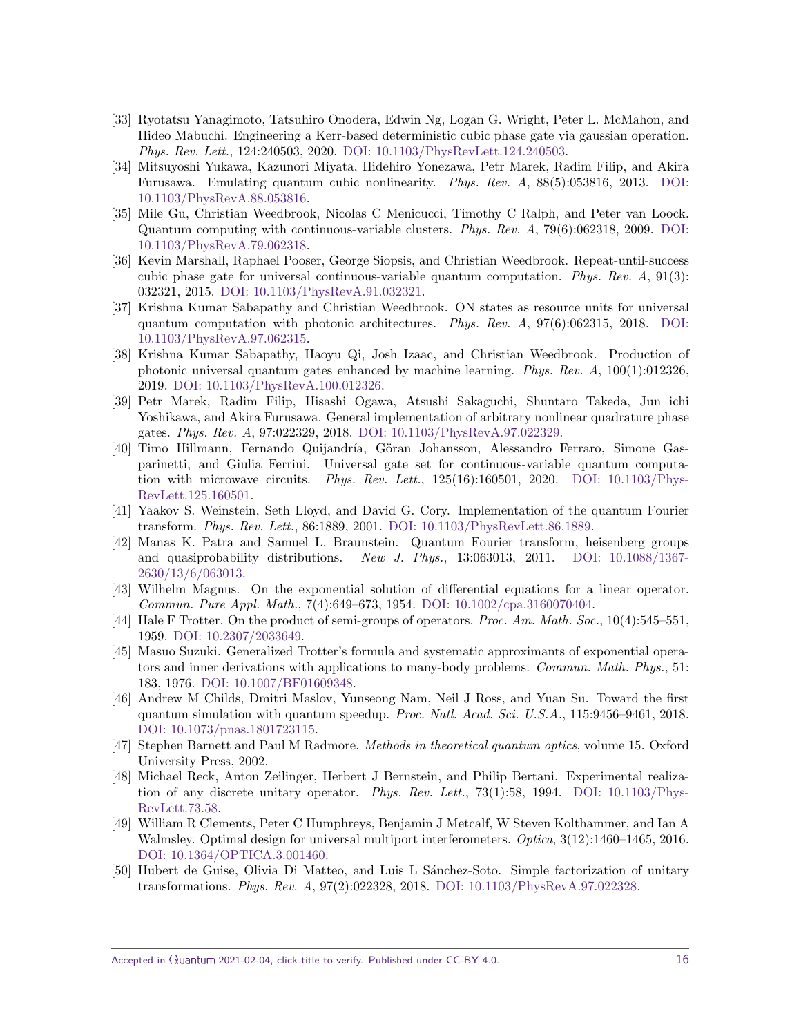[33] Ryotatsu Yanagimoto, Tatsuhiro Onodera, Edwin Ng, Logan G. Wright, Peter L. McMahon, and Hideo Mabuchi. Engineering a Kerr-based deterministic cubic phase gate via gaussian operation. *Phys. Rev. Lett.*, 124:240503, 2020. DOI: 10.1103/PhysRevLett.124.240503.

[34] Mitsuyoshi Yukawa, Kazunori Miyata, Hidehiro Yonezawa, Petr Marek, Radim Filip, and Akira Furusawa. Emulating quantum cubic nonlinearity. *Phys. Rev. A*, 88(5):053816, 2013. DOI: 10.1103/PhysRevA.88.053816.

[35] Mile Gu, Christian Weedbrook, Nicolas C Menicucci, Timothy C Ralph, and Peter van Loock. Quantum computing with continuous-variable clusters. *Phys. Rev. A*, 79(6):062318, 2009. DOI: 10.1103/PhysRevA.79.062318.

[36] Kevin Marshall, Raphael Pooser, George Siopsis, and Christian Weedbrook. Repeat-until-success cubic phase gate for universal continuous-variable quantum computation. *Phys. Rev. A*, 91(3): 032321, 2015. DOI: 10.1103/PhysRevA.91.032321.

[37] Krishna Kumar Sabapathy and Christian Weedbrook. ON states as resource units for universal quantum computation with photonic architectures. *Phys. Rev. A*, 97(6):062315, 2018. DOI: 10.1103/PhysRevA.97.062315.

[38] Krishna Kumar Sabapathy, Haoyu Qi, Josh Izaac, and Christian Weedbrook. Production of photonic universal quantum gates enhanced by machine learning. *Phys. Rev. A*, 100(1):012326, 2019. DOI: 10.1103/PhysRevA.100.012326.

[39] Petr Marek, Radim Filip, Hisashi Ogawa, Atsushi Sakaguchi, Shuntaro Takeda, Jun ichi Yoshikawa, and Akira Furusawa. General implementation of arbitrary nonlinear quadrature phase gates. *Phys. Rev. A*, 97:022329, 2018. DOI: 10.1103/PhysRevA.97.022329.

[40] Timo Hillmann, Fernando Quijandría, Göran Johansson, Alessandro Ferraro, Simone Gasparinetti, and Giulia Ferrini. Universal gate set for continuous-variable quantum computation with microwave circuits. *Phys. Rev. Lett.*, 125(16):160501, 2020. DOI: 10.1103/PhysRevLett.125.160501.

[41] Yaakov S. Weinstein, Seth Lloyd, and David G. Cory. Implementation of the quantum Fourier transform. *Phys. Rev. Lett.*, 86:1889, 2001. DOI: 10.1103/PhysRevLett.86.1889.

[42] Manas K. Patra and Samuel L. Braunstein. Quantum Fourier transform, heisenberg groups and quasiprobability distributions. *New J. Phys.*, 13:063013, 2011. DOI: 10.1088/1367-2630/13/6/063013.

[43] Wilhelm Magnus. On the exponential solution of differential equations for a linear operator. *Commun. Pure Appl. Math.*, 7(4):649–673, 1954. DOI: 10.1002/cpa.3160070404.

[44] Hale F Trotter. On the product of semi-groups of operators. *Proc. Am. Math. Soc.*, 10(4):545–551, 1959. DOI: 10.2307/2033649.

[45] Masuo Suzuki. Generalized Trotter's formula and systematic approximants of exponential operators and inner derivations with applications to many-body problems. *Commun. Math. Phys.*, 51: 183, 1976. DOI: 10.1007/BF01609348.

[46] Andrew M Childs, Dmitri Maslov, Yunseong Nam, Neil J Ross, and Yuan Su. Toward the first quantum simulation with quantum speedup. *Proc. Natl. Acad. Sci. U.S.A.*, 115:9456–9461, 2018. DOI: 10.1073/pnas.1801723115.

[47] Stephen Barnett and Paul M Radmore. *Methods in theoretical quantum optics*, volume 15. Oxford University Press, 2002.

[48] Michael Reck, Anton Zeilinger, Herbert J Bernstein, and Philip Bertani. Experimental realization of any discrete unitary operator. *Phys. Rev. Lett.*, 73(1):58, 1994. DOI: 10.1103/PhysRevLett.73.58.

[49] William R Clements, Peter C Humphreys, Benjamin J Metcalf, W Steven Kolthammer, and Ian A Walmsley. Optimal design for universal multiport interferometers. *Optica*, 3(12):1460–1465, 2016. DOI: 10.1364/OPTICA.3.001460.

[50] Hubert de Guise, Olivia Di Matteo, and Luis L Sánchez-Soto. Simple factorization of unitary transformations. *Phys. Rev. A*, 97(2):022328, 2018. DOI: 10.1103/PhysRevA.97.022328.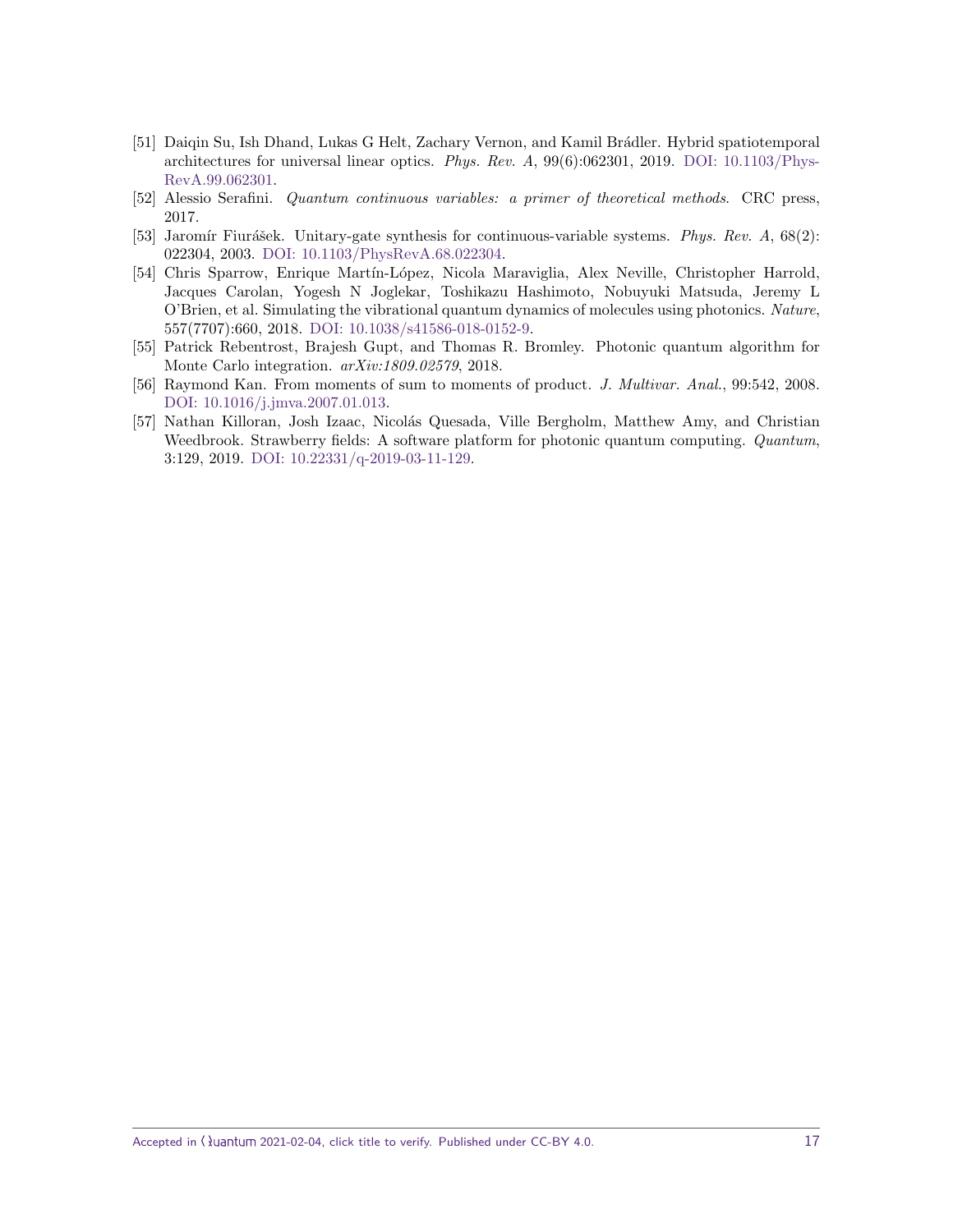[51] Daiqin Su, Ish Dhand, Lukas G Helt, Zachary Vernon, and Kamil Brádler. Hybrid spatiotemporal architectures for universal linear optics. *Phys. Rev. A*, 99(6):062301, 2019. DOI: 10.1103/PhysRevA.99.062301.

[52] Alessio Serafini. *Quantum continuous variables: a primer of theoretical methods*. CRC press, 2017.

[53] Jaromír Fiurášek. Unitary-gate synthesis for continuous-variable systems. *Phys. Rev. A*, 68(2): 022304, 2003. DOI: 10.1103/PhysRevA.68.022304.

[54] Chris Sparrow, Enrique Martín-López, Nicola Maraviglia, Alex Neville, Christopher Harrold, Jacques Carolan, Yogesh N Joglekar, Toshikazu Hashimoto, Nobuyuki Matsuda, Jeremy L O'Brien, et al. Simulating the vibrational quantum dynamics of molecules using photonics. *Nature*, 557(7707):660, 2018. DOI: 10.1038/s41586-018-0152-9.

[55] Patrick Rebentrost, Brajesh Gupt, and Thomas R. Bromley. Photonic quantum algorithm for Monte Carlo integration. *arXiv:1809.02579*, 2018.

[56] Raymond Kan. From moments of sum to moments of product. *J. Multivar. Anal.*, 99:542, 2008. DOI: 10.1016/j.jmva.2007.01.013.

[57] Nathan Killoran, Josh Izaac, Nicolás Quesada, Ville Bergholm, Matthew Amy, and Christian Weedbrook. Strawberry fields: A software platform for photonic quantum computing. *Quantum*, 3:129, 2019. DOI: 10.22331/q-2019-03-11-129.